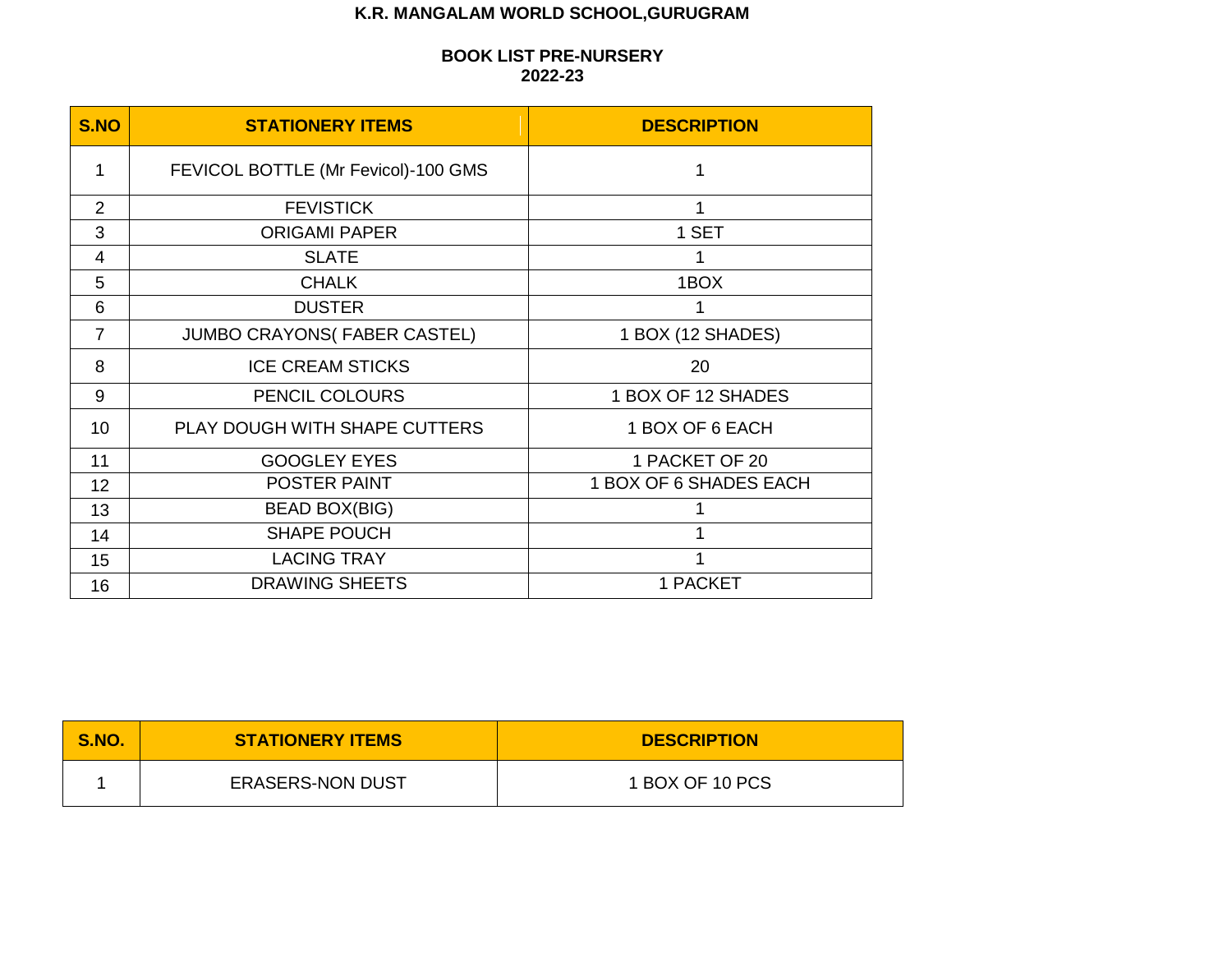# K.R. MANGALAM WORLD SCHOOL,GURUGRAM

## BOOK LIST PRE-NURSERY
## 2022-23

| S.NO | STATIONERY ITEMS | DESCRIPTION |
|---|---|---|
| 1 | FEVICOL BOTTLE (Mr Fevicol)-100 GMS | 1 |
| 2 | FEVISTICK | 1 |
| 3 | ORIGAMI PAPER | 1 SET |
| 4 | SLATE | 1 |
| 5 | CHALK | 1BOX |
| 6 | DUSTER | 1 |
| 7 | JUMBO CRAYONS( FABER CASTEL) | 1 BOX (12 SHADES) |
| 8 | ICE CREAM STICKS | 20 |
| 9 | PENCIL COLOURS | 1 BOX OF 12 SHADES |
| 10 | PLAY DOUGH WITH SHAPE CUTTERS | 1 BOX OF 6 EACH |
| 11 | GOOGLEY EYES | 1 PACKET OF 20 |
| 12 | POSTER PAINT | 1 BOX OF 6 SHADES EACH |
| 13 | BEAD BOX(BIG) | 1 |
| 14 | SHAPE POUCH | 1 |
| 15 | LACING TRAY | 1 |
| 16 | DRAWING SHEETS | 1 PACKET |

| S.NO. | STATIONERY ITEMS | DESCRIPTION |
|---|---|---|
| 1 | ERASERS-NON DUST | 1 BOX OF 10 PCS |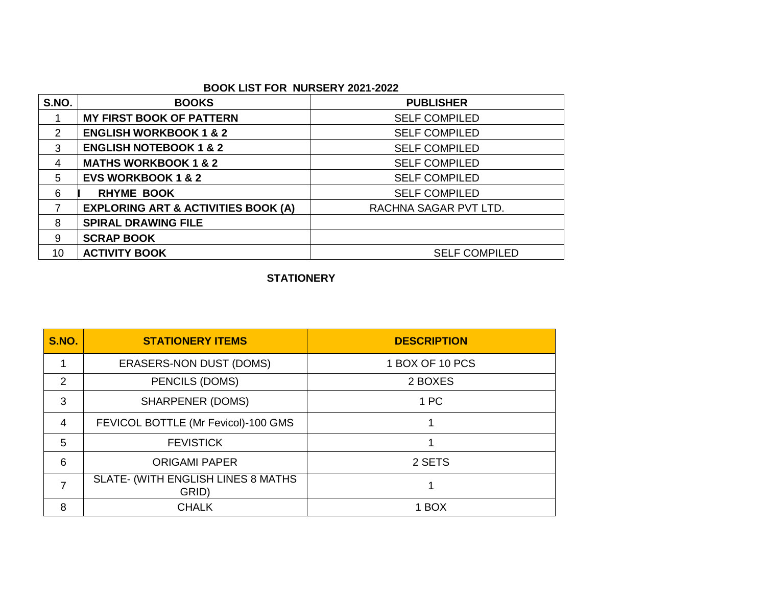## BOOK LIST FOR NURSERY 2021-2022

| S.NO. | BOOKS | PUBLISHER |
| --- | --- | --- |
| 1 | **MY FIRST BOOK OF PATTERN** | SELF COMPILED |
| 2 | **ENGLISH WORKBOOK 1 & 2** | SELF COMPILED |
| 3 | **ENGLISH NOTEBOOK 1 & 2** | SELF COMPILED |
| 4 | **MATHS WORKBOOK 1 & 2** | SELF COMPILED |
| 5 | **EVS WORKBOOK 1 & 2** | SELF COMPILED |
| 6 | **RHYME BOOK** | SELF COMPILED |
| 7 | **EXPLORING ART & ACTIVITIES BOOK (A)** | RACHNA SAGAR PVT LTD. |
| 8 | **SPIRAL DRAWING FILE** | |
| 9 | **SCRAP BOOK** | |
| 10 | **ACTIVITY BOOK** | SELF COMPILED |

## STATIONERY

| S.NO. | STATIONERY ITEMS | DESCRIPTION |
| --- | --- | --- |
| 1 | ERASERS-NON DUST (DOMS) | 1 BOX OF 10 PCS |
| 2 | PENCILS (DOMS) | 2 BOXES |
| 3 | SHARPENER (DOMS) | 1 PC |
| 4 | FEVICOL BOTTLE (Mr Fevicol)-100 GMS | 1 |
| 5 | FEVISTICK | 1 |
| 6 | ORIGAMI PAPER | 2 SETS |
| 7 | SLATE- (WITH ENGLISH LINES 8 MATHS GRID) | 1 |
| 8 | CHALK | 1 BOX |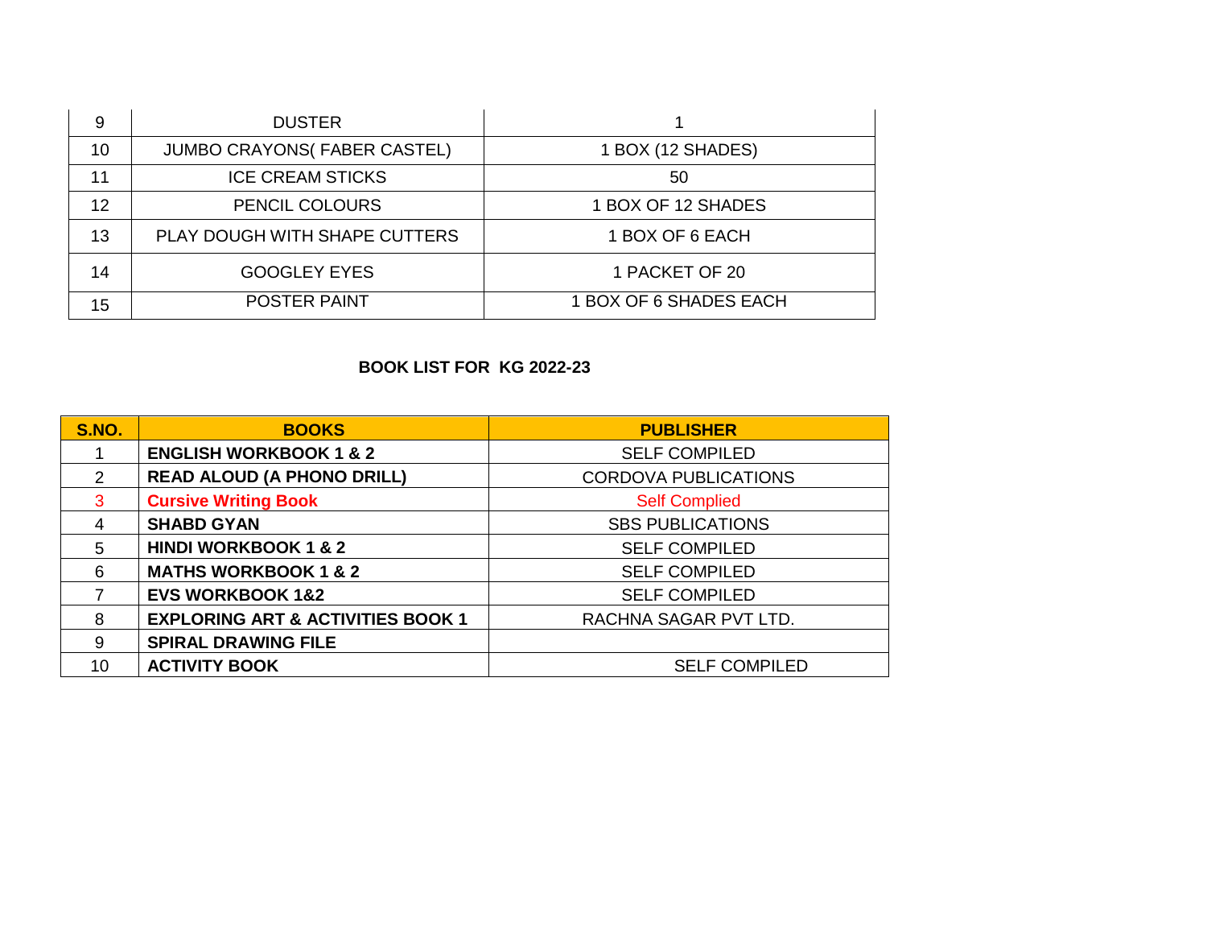| 9 | DUSTER | 1 |
|---|---|---|
| 10 | JUMBO CRAYONS( FABER CASTEL) | 1 BOX (12 SHADES) |
| 11 | ICE CREAM STICKS | 50 |
| 12 | PENCIL COLOURS | 1 BOX OF 12 SHADES |
| 13 | PLAY DOUGH WITH SHAPE CUTTERS | 1 BOX OF 6 EACH |
| 14 | GOOGLEY EYES | 1 PACKET OF 20 |
| 15 | POSTER PAINT | 1 BOX OF 6 SHADES EACH |

**BOOK LIST FOR KG 2022-23**

| S.NO. | BOOKS | PUBLISHER |
|---|---|---|
| 1 | **ENGLISH WORKBOOK 1 & 2** | SELF COMPILED |
| 2 | **READ ALOUD (A PHONO DRILL)** | CORDOVA PUBLICATIONS |
| 3 | **Cursive Writing Book** | Self Complied |
| 4 | **SHABD GYAN** | SBS PUBLICATIONS |
| 5 | **HINDI WORKBOOK 1 & 2** | SELF COMPILED |
| 6 | **MATHS WORKBOOK 1 & 2** | SELF COMPILED |
| 7 | **EVS WORKBOOK 1&2** | SELF COMPILED |
| 8 | **EXPLORING ART & ACTIVITIES BOOK 1** | RACHNA SAGAR PVT LTD. |
| 9 | **SPIRAL DRAWING FILE** | |
| 10 | **ACTIVITY BOOK** | SELF COMPILED |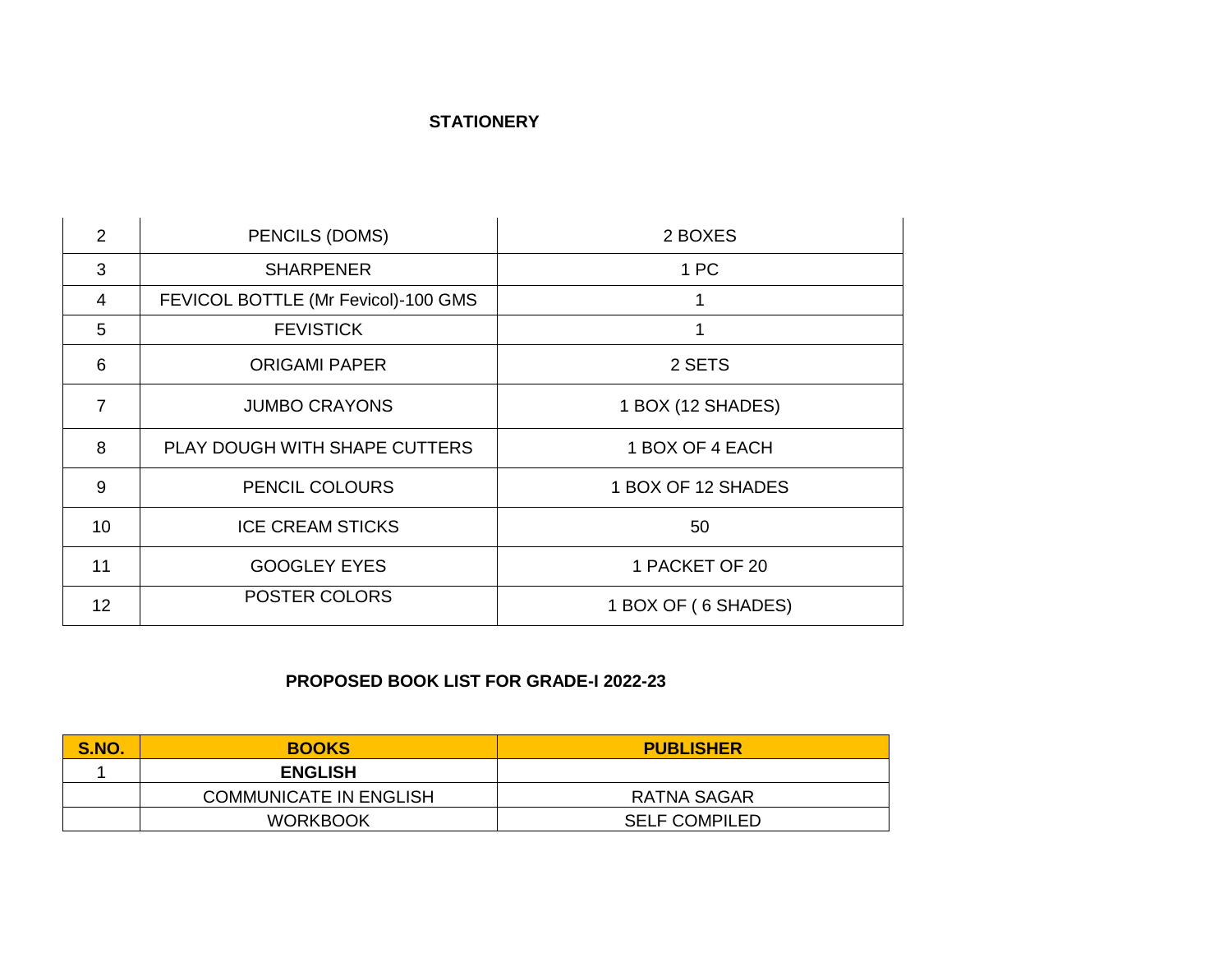**STATIONERY**

| | | |
|---|---|---|
| 2 | PENCILS (DOMS) | 2 BOXES |
| 3 | SHARPENER | 1 PC |
| 4 | FEVICOL BOTTLE (Mr Fevicol)-100 GMS | 1 |
| 5 | FEVISTICK | 1 |
| 6 | ORIGAMI PAPER | 2 SETS |
| 7 | JUMBO CRAYONS | 1 BOX (12 SHADES) |
| 8 | PLAY DOUGH WITH SHAPE CUTTERS | 1 BOX OF 4 EACH |
| 9 | PENCIL COLOURS | 1 BOX OF 12 SHADES |
| 10 | ICE CREAM STICKS | 50 |
| 11 | GOOGLEY EYES | 1 PACKET OF 20 |
| 12 | POSTER COLORS | 1 BOX OF ( 6 SHADES) |

**PROPOSED BOOK LIST FOR GRADE-I 2022-23**

| S.NO. | BOOKS | PUBLISHER |
|---|---|---|
| 1 | **ENGLISH** | |
| | COMMUNICATE IN ENGLISH | RATNA SAGAR |
| | WORKBOOK | SELF COMPILED |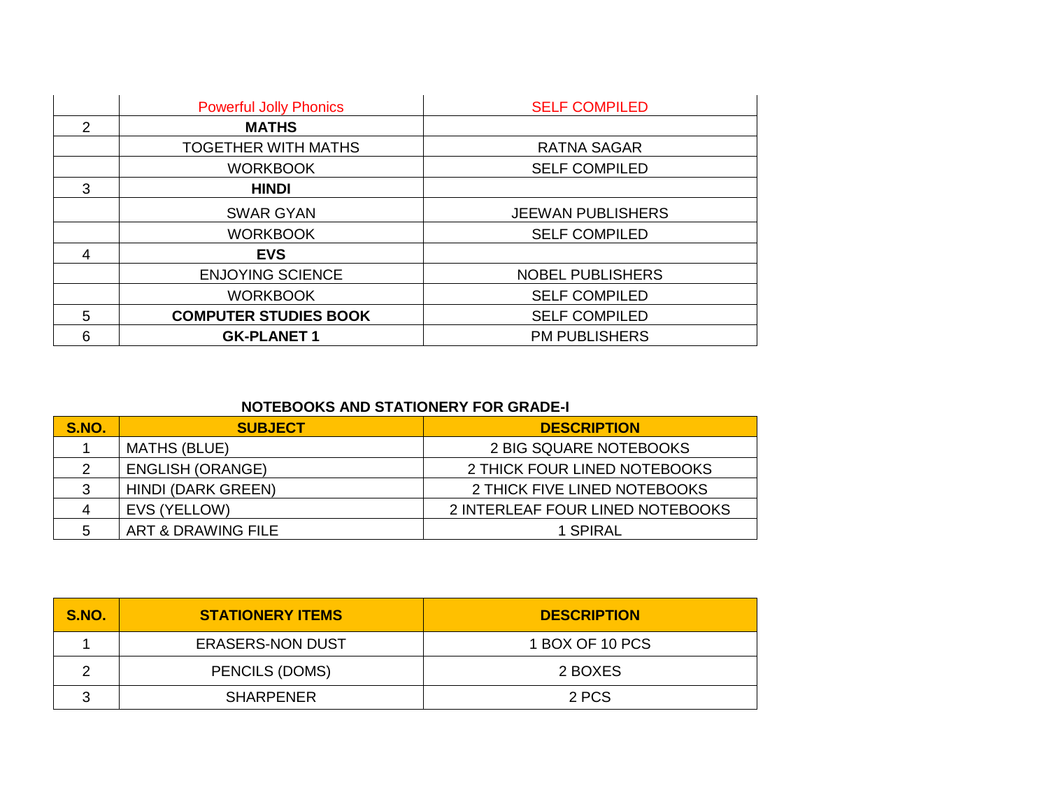| | | |
|---|---|---|
| | Powerful Jolly Phonics | SELF COMPILED |
| 2 | **MATHS** | |
| | TOGETHER WITH MATHS | RATNA SAGAR |
| | WORKBOOK | SELF COMPILED |
| 3 | **HINDI** | |
| | SWAR GYAN | JEEWAN PUBLISHERS |
| | WORKBOOK | SELF COMPILED |
| 4 | **EVS** | |
| | ENJOYING SCIENCE | NOBEL PUBLISHERS |
| | WORKBOOK | SELF COMPILED |
| 5 | **COMPUTER STUDIES BOOK** | SELF COMPILED |
| 6 | **GK-PLANET 1** | PM PUBLISHERS |

**NOTEBOOKS AND STATIONERY FOR GRADE-I**

| S.NO. | SUBJECT | DESCRIPTION |
|---|---|---|
| 1 | MATHS (BLUE) | 2 BIG SQUARE NOTEBOOKS |
| 2 | ENGLISH (ORANGE) | 2 THICK FOUR LINED NOTEBOOKS |
| 3 | HINDI (DARK GREEN) | 2 THICK FIVE LINED NOTEBOOKS |
| 4 | EVS (YELLOW) | 2 INTERLEAF FOUR LINED NOTEBOOKS |
| 5 | ART & DRAWING FILE | 1 SPIRAL |

| S.NO. | STATIONERY ITEMS | DESCRIPTION |
|---|---|---|
| 1 | ERASERS-NON DUST | 1 BOX OF 10 PCS |
| 2 | PENCILS (DOMS) | 2 BOXES |
| 3 | SHARPENER | 2 PCS |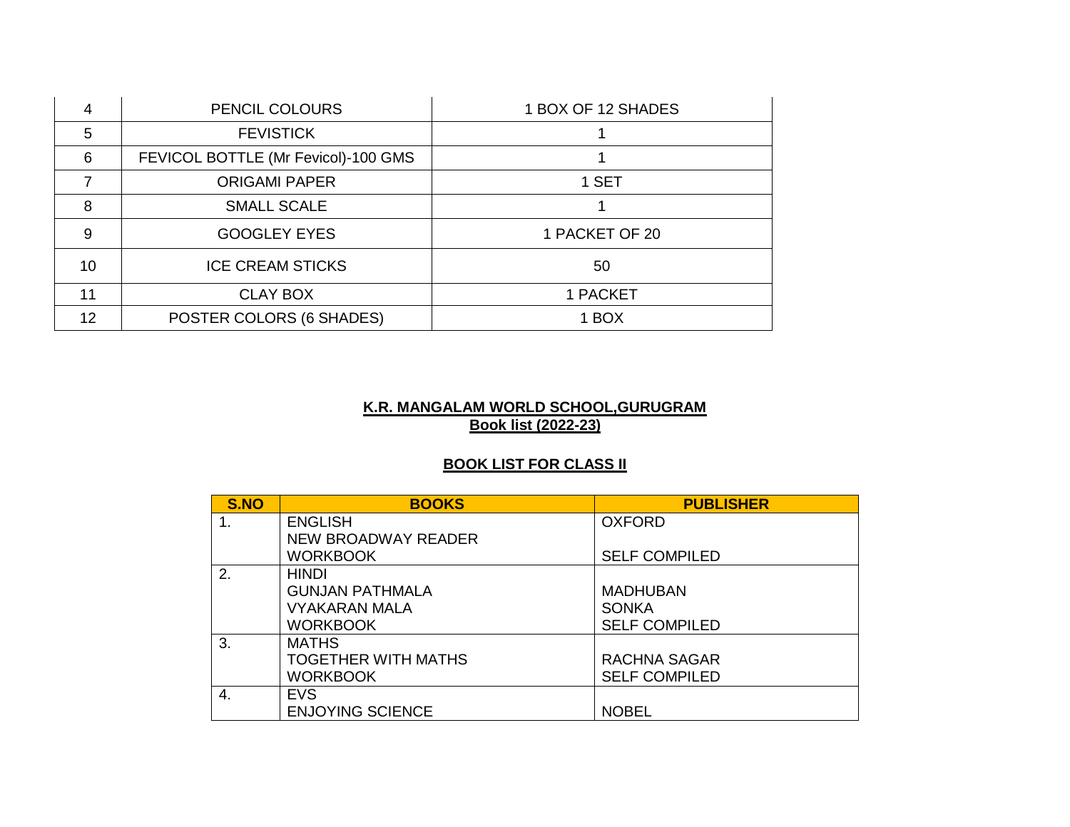| 4 | PENCIL COLOURS | 1 BOX OF 12 SHADES |
|---|---|---|
| 5 | FEVISTICK | 1 |
| 6 | FEVICOL BOTTLE (Mr Fevicol)-100 GMS | 1 |
| 7 | ORIGAMI PAPER | 1 SET |
| 8 | SMALL SCALE | 1 |
| 9 | GOOGLEY EYES | 1 PACKET OF 20 |
| 10 | ICE CREAM STICKS | 50 |
| 11 | CLAY BOX | 1 PACKET |
| 12 | POSTER COLORS (6 SHADES) | 1 BOX |

**K.R. MANGALAM WORLD SCHOOL,GURUGRAM**
**Book list (2022-23)**

**BOOK LIST FOR CLASS II**

| S.NO | BOOKS | PUBLISHER |
|---|---|---|
| 1. | ENGLISH<br>NEW BROADWAY READER<br>WORKBOOK | OXFORD<br><br>SELF COMPILED |
| 2. | HINDI<br>GUNJAN PATHMALA<br>VYAKARAN MALA<br>WORKBOOK | <br>MADHUBAN<br>SONKA<br>SELF COMPILED |
| 3. | MATHS<br>TOGETHER WITH MATHS<br>WORKBOOK | <br>RACHNA SAGAR<br>SELF COMPILED |
| 4. | EVS<br>ENJOYING SCIENCE | <br>NOBEL |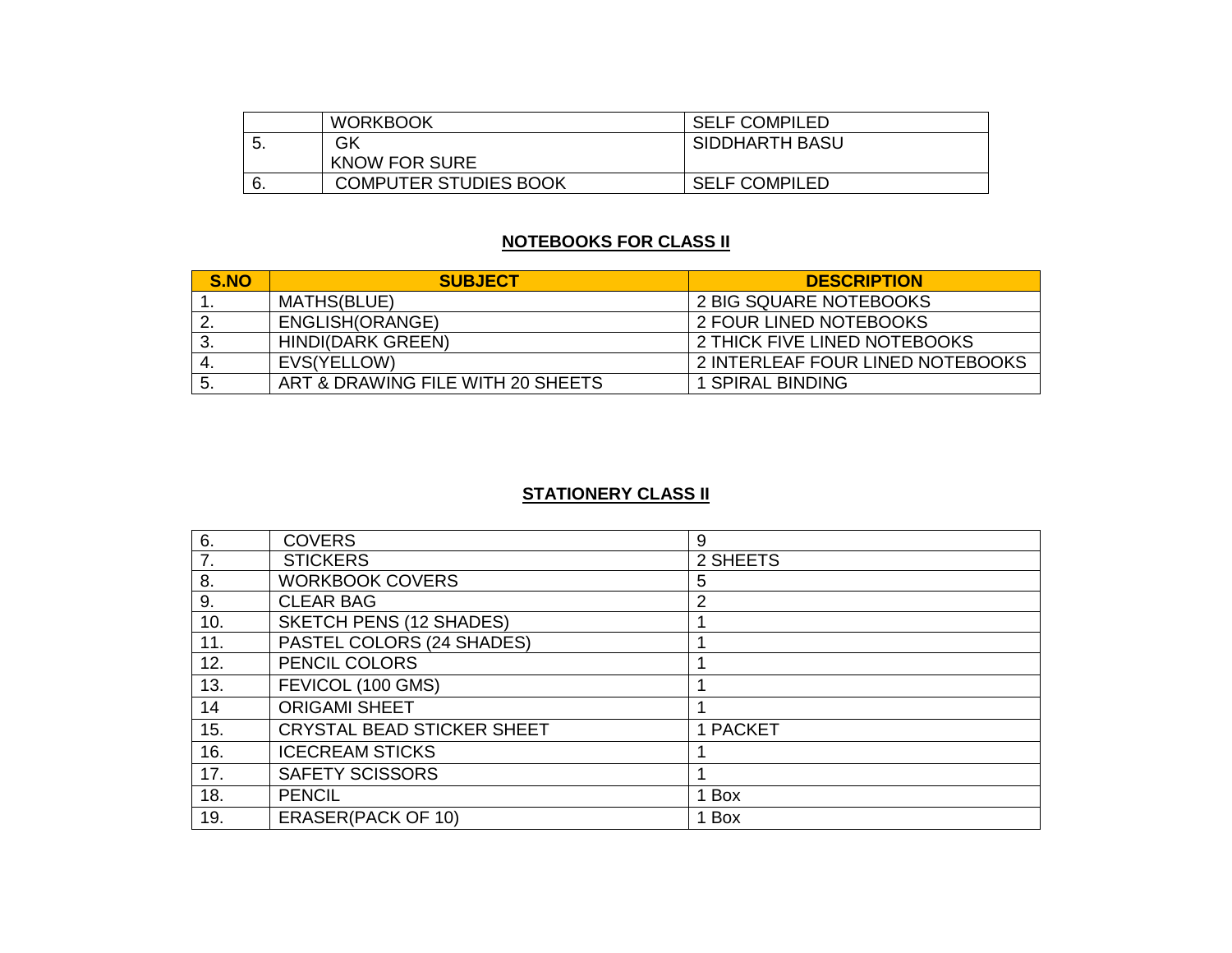|  | WORKBOOK | SELF COMPILED |
|---|---|---|
| 5. | GK<br>KNOW FOR SURE | SIDDHARTH BASU |
| 6. | COMPUTER STUDIES BOOK | SELF COMPILED |

## NOTEBOOKS FOR CLASS II

| S.NO | SUBJECT | DESCRIPTION |
|---|---|---|
| 1. | MATHS(BLUE) | 2 BIG SQUARE NOTEBOOKS |
| 2. | ENGLISH(ORANGE) | 2 FOUR LINED NOTEBOOKS |
| 3. | HINDI(DARK GREEN) | 2 THICK FIVE LINED NOTEBOOKS |
| 4. | EVS(YELLOW) | 2 INTERLEAF FOUR LINED NOTEBOOKS |
| 5. | ART & DRAWING FILE WITH 20 SHEETS | 1 SPIRAL BINDING |

## STATIONERY CLASS II

|  |  |  |
|---|---|---|
| 6. | COVERS | 9 |
| 7. | STICKERS | 2 SHEETS |
| 8. | WORKBOOK COVERS | 5 |
| 9. | CLEAR BAG | 2 |
| 10. | SKETCH PENS (12 SHADES) | 1 |
| 11. | PASTEL COLORS (24 SHADES) | 1 |
| 12. | PENCIL COLORS | 1 |
| 13. | FEVICOL (100 GMS) | 1 |
| 14 | ORIGAMI SHEET | 1 |
| 15. | CRYSTAL BEAD STICKER SHEET | 1 PACKET |
| 16. | ICECREAM STICKS | 1 |
| 17. | SAFETY SCISSORS | 1 |
| 18. | PENCIL | 1 Box |
| 19. | ERASER(PACK OF 10) | 1 Box |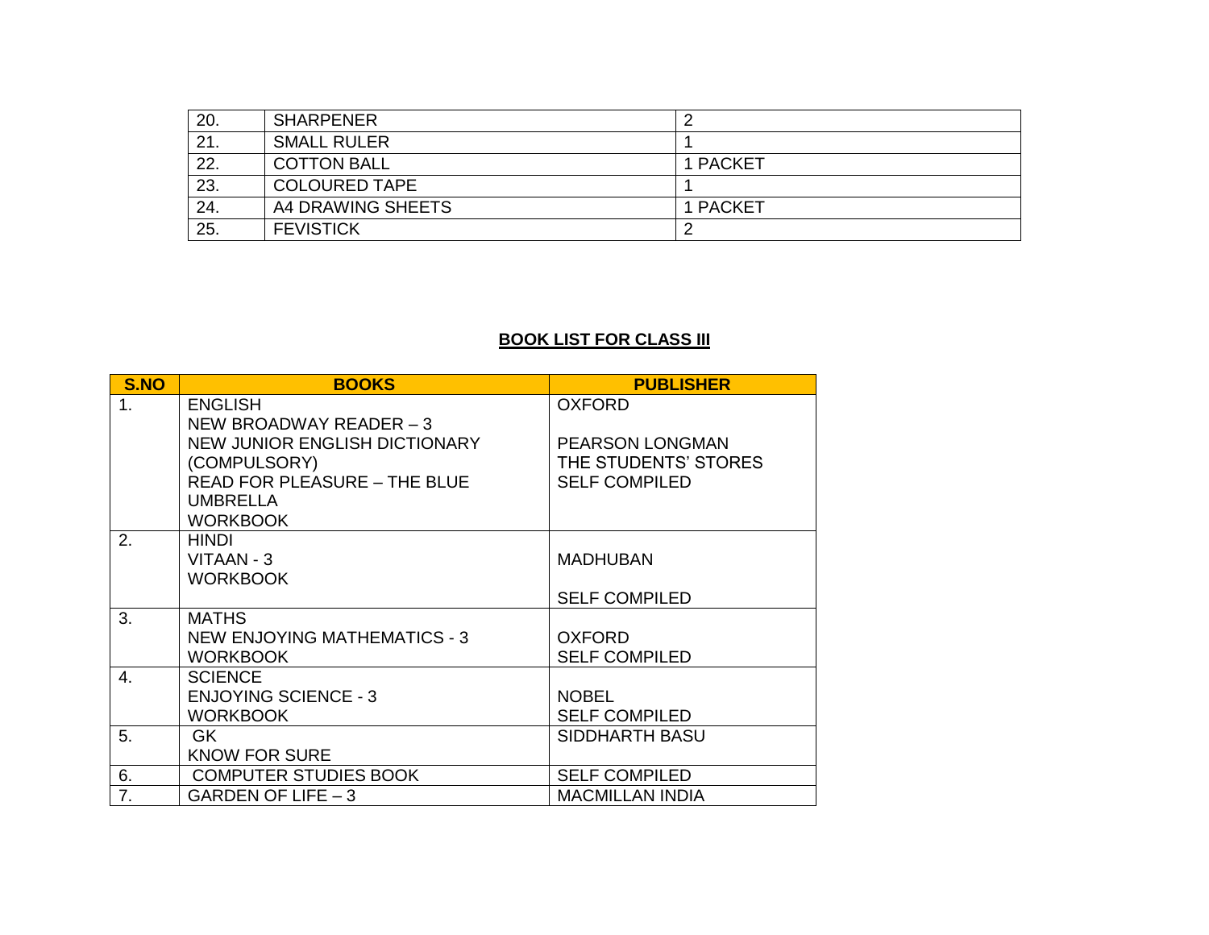| | | |
|---|---|---|
| 20. | SHARPENER | 2 |
| 21. | SMALL RULER | 1 |
| 22. | COTTON BALL | 1 PACKET |
| 23. | COLOURED TAPE | 1 |
| 24. | A4 DRAWING SHEETS | 1 PACKET |
| 25. | FEVISTICK | 2 |

## BOOK LIST FOR CLASS III

| S.NO | BOOKS | PUBLISHER |
|---|---|---|
| 1. | ENGLISH<br>NEW BROADWAY READER – 3<br>NEW JUNIOR ENGLISH DICTIONARY (COMPULSORY)<br>READ FOR PLEASURE – THE BLUE UMBRELLA<br>WORKBOOK | OXFORD<br><br>PEARSON LONGMAN<br>THE STUDENTS' STORES<br>SELF COMPILED |
| 2. | HINDI<br>VITAAN - 3<br>WORKBOOK | MADHUBAN<br>SELF COMPILED |
| 3. | MATHS<br>NEW ENJOYING MATHEMATICS - 3<br>WORKBOOK | OXFORD<br>SELF COMPILED |
| 4. | SCIENCE<br>ENJOYING SCIENCE - 3<br>WORKBOOK | NOBEL<br>SELF COMPILED |
| 5. | GK<br>KNOW FOR SURE | SIDDHARTH BASU |
| 6. | COMPUTER STUDIES BOOK | SELF COMPILED |
| 7. | GARDEN OF LIFE – 3 | MACMILLAN INDIA |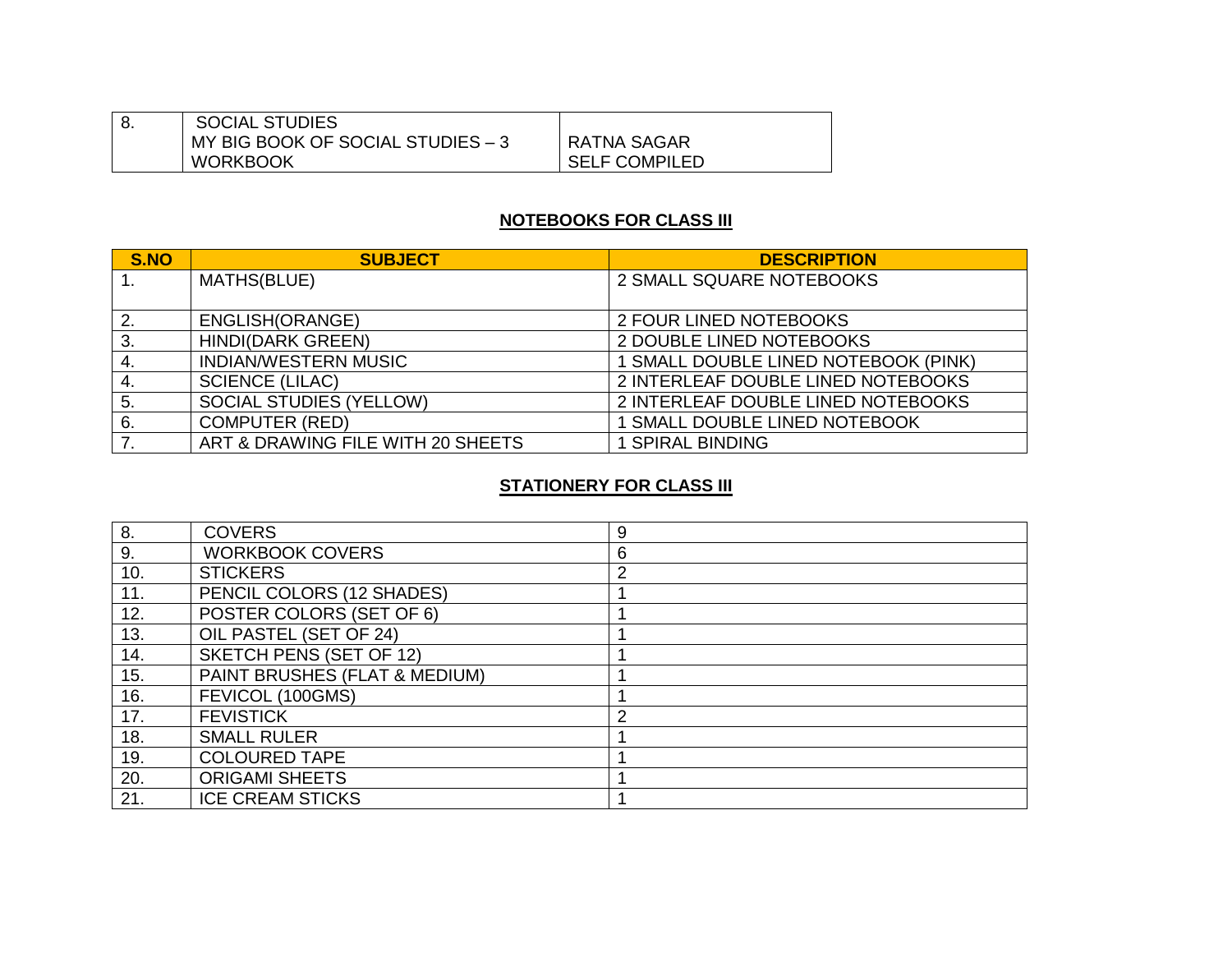| 8. | SOCIAL STUDIES<br>MY BIG BOOK OF SOCIAL STUDIES – 3<br>WORKBOOK | RATNA SAGAR<br>SELF COMPILED |
|---|---|---|

## NOTEBOOKS FOR CLASS III

| S.NO | SUBJECT | DESCRIPTION |
|---|---|---|
| 1. | MATHS(BLUE) | 2 SMALL SQUARE NOTEBOOKS |
| 2. | ENGLISH(ORANGE) | 2 FOUR LINED NOTEBOOKS |
| 3. | HINDI(DARK GREEN) | 2 DOUBLE LINED NOTEBOOKS |
| 4. | INDIAN/WESTERN MUSIC | 1 SMALL DOUBLE LINED NOTEBOOK (PINK) |
| 4. | SCIENCE (LILAC) | 2 INTERLEAF DOUBLE LINED NOTEBOOKS |
| 5. | SOCIAL STUDIES (YELLOW) | 2 INTERLEAF DOUBLE LINED NOTEBOOKS |
| 6. | COMPUTER (RED) | 1 SMALL DOUBLE LINED NOTEBOOK |
| 7. | ART & DRAWING FILE WITH 20 SHEETS | 1 SPIRAL BINDING |

## STATIONERY FOR CLASS III

| | | |
|---|---|---|
| 8. | COVERS | 9 |
| 9. | WORKBOOK COVERS | 6 |
| 10. | STICKERS | 2 |
| 11. | PENCIL COLORS (12 SHADES) | 1 |
| 12. | POSTER COLORS (SET OF 6) | 1 |
| 13. | OIL PASTEL (SET OF 24) | 1 |
| 14. | SKETCH PENS (SET OF 12) | 1 |
| 15. | PAINT BRUSHES (FLAT & MEDIUM) | 1 |
| 16. | FEVICOL (100GMS) | 1 |
| 17. | FEVISTICK | 2 |
| 18. | SMALL RULER | 1 |
| 19. | COLOURED TAPE | 1 |
| 20. | ORIGAMI SHEETS | 1 |
| 21. | ICE CREAM STICKS | 1 |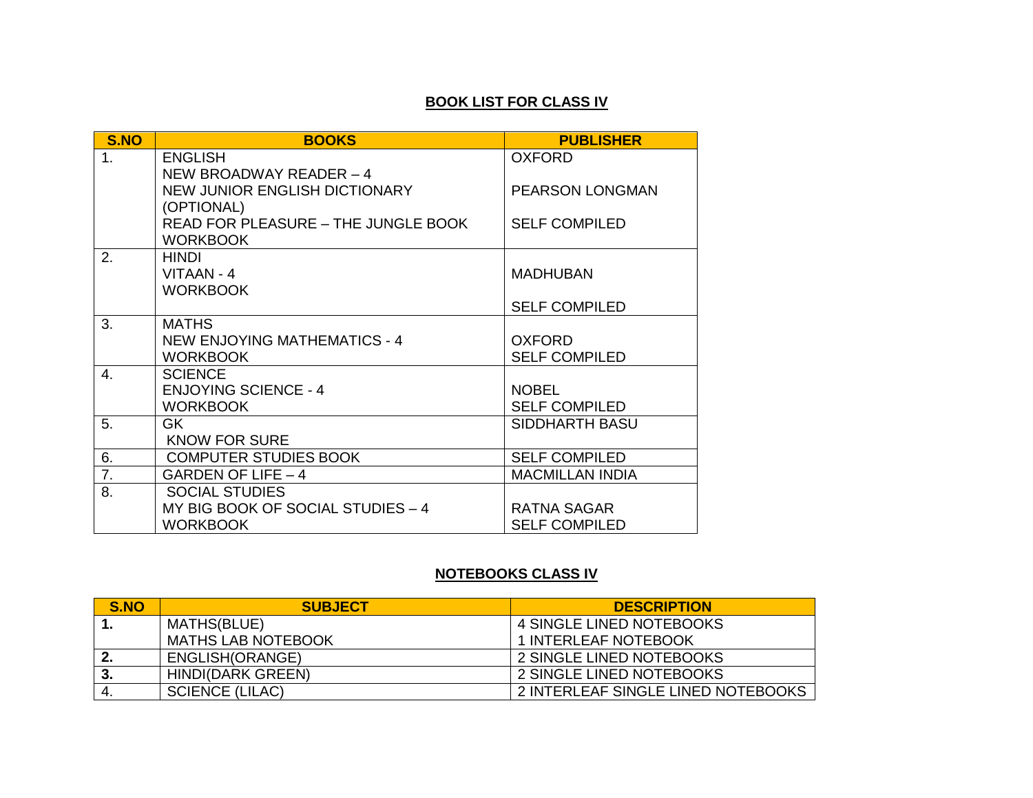## BOOK LIST FOR CLASS IV

| S.NO | BOOKS | PUBLISHER |
|---|---|---|
| 1. | ENGLISH<br>NEW BROADWAY READER – 4<br>NEW JUNIOR ENGLISH DICTIONARY (OPTIONAL)<br>READ FOR PLEASURE – THE JUNGLE BOOK<br>WORKBOOK | OXFORD<br><br>PEARSON LONGMAN<br><br>SELF COMPILED |
| 2. | HINDI<br>VITAAN - 4<br>WORKBOOK | <br>MADHUBAN<br><br>SELF COMPILED |
| 3. | MATHS<br>NEW ENJOYING MATHEMATICS - 4<br>WORKBOOK | <br>OXFORD<br>SELF COMPILED |
| 4. | SCIENCE<br>ENJOYING SCIENCE - 4<br>WORKBOOK | <br>NOBEL<br>SELF COMPILED |
| 5. | GK<br>KNOW FOR SURE | SIDDHARTH BASU |
| 6. | COMPUTER STUDIES BOOK | SELF COMPILED |
| 7. | GARDEN OF LIFE – 4 | MACMILLAN INDIA |
| 8. | SOCIAL STUDIES<br>MY BIG BOOK OF SOCIAL STUDIES – 4<br>WORKBOOK | <br>RATNA SAGAR<br>SELF COMPILED |

## NOTEBOOKS CLASS IV

| S.NO | SUBJECT | DESCRIPTION |
|---|---|---|
| **1.** | MATHS(BLUE)<br>MATHS LAB NOTEBOOK | 4 SINGLE LINED NOTEBOOKS<br>1 INTERLEAF NOTEBOOK |
| **2.** | ENGLISH(ORANGE) | 2 SINGLE LINED NOTEBOOKS |
| **3.** | HINDI(DARK GREEN) | 2 SINGLE LINED NOTEBOOKS |
| 4. | SCIENCE (LILAC) | 2 INTERLEAF SINGLE LINED NOTEBOOKS |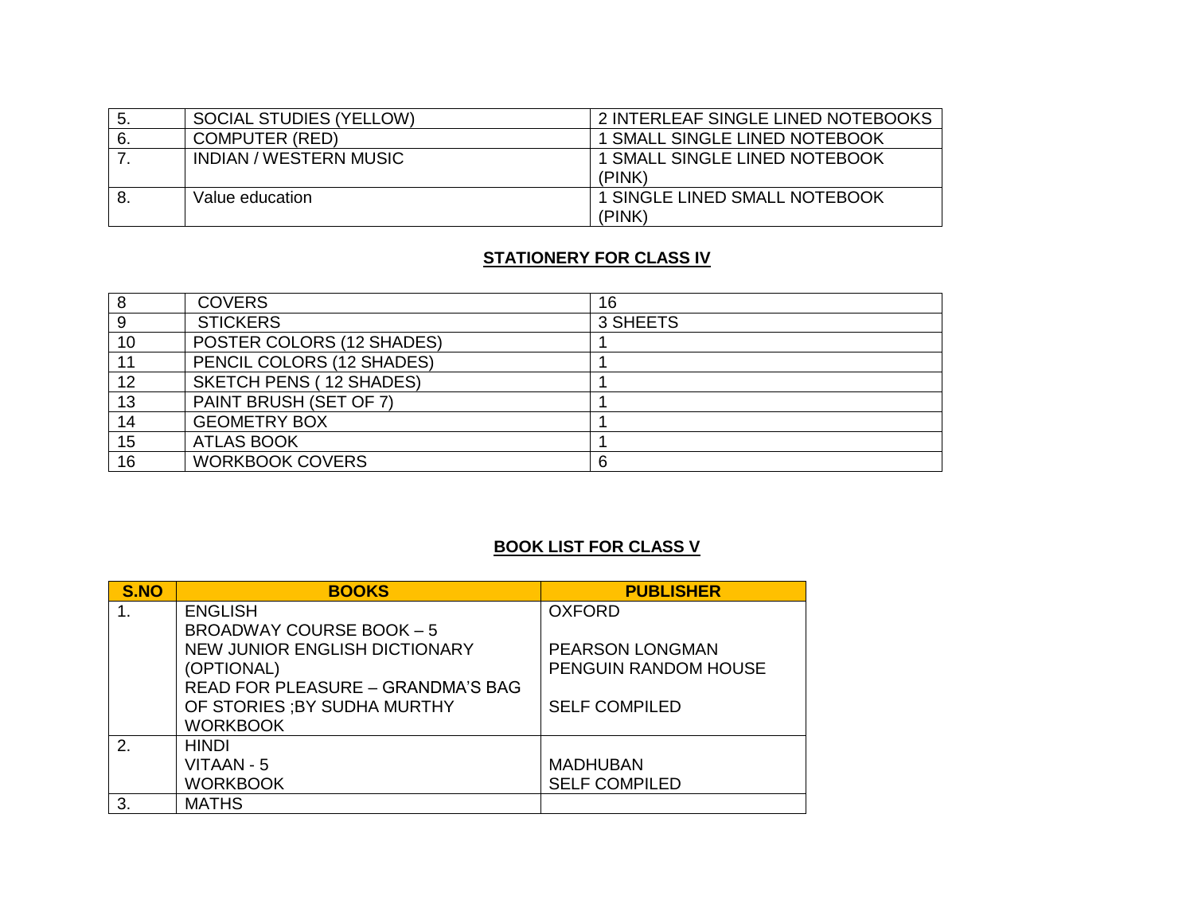| | | |
|---|---|---|
| 5. | SOCIAL STUDIES (YELLOW) | 2 INTERLEAF SINGLE LINED NOTEBOOKS |
| 6. | COMPUTER (RED) | 1 SMALL SINGLE LINED NOTEBOOK |
| 7. | INDIAN / WESTERN MUSIC | 1 SMALL SINGLE LINED NOTEBOOK (PINK) |
| 8. | Value education | 1 SINGLE LINED SMALL NOTEBOOK (PINK) |

## **STATIONERY FOR CLASS IV**

| | | |
|---|---|---|
| 8 | COVERS | 16 |
| 9 | STICKERS | 3 SHEETS |
| 10 | POSTER COLORS (12 SHADES) | 1 |
| 11 | PENCIL COLORS (12 SHADES) | 1 |
| 12 | SKETCH PENS ( 12 SHADES) | 1 |
| 13 | PAINT BRUSH (SET OF 7) | 1 |
| 14 | GEOMETRY BOX | 1 |
| 15 | ATLAS BOOK | 1 |
| 16 | WORKBOOK COVERS | 6 |

## **BOOK LIST FOR CLASS V**

| S.NO | BOOKS | PUBLISHER |
|---|---|---|
| 1. | ENGLISH<br>BROADWAY COURSE BOOK – 5<br>NEW JUNIOR ENGLISH DICTIONARY (OPTIONAL)<br>READ FOR PLEASURE – GRANDMA'S BAG OF STORIES ;BY SUDHA MURTHY<br>WORKBOOK | OXFORD<br><br>PEARSON LONGMAN<br>PENGUIN RANDOM HOUSE<br><br>SELF COMPILED |
| 2. | HINDI<br>VITAAN - 5<br>WORKBOOK | <br>MADHUBAN<br>SELF COMPILED |
| 3. | MATHS | |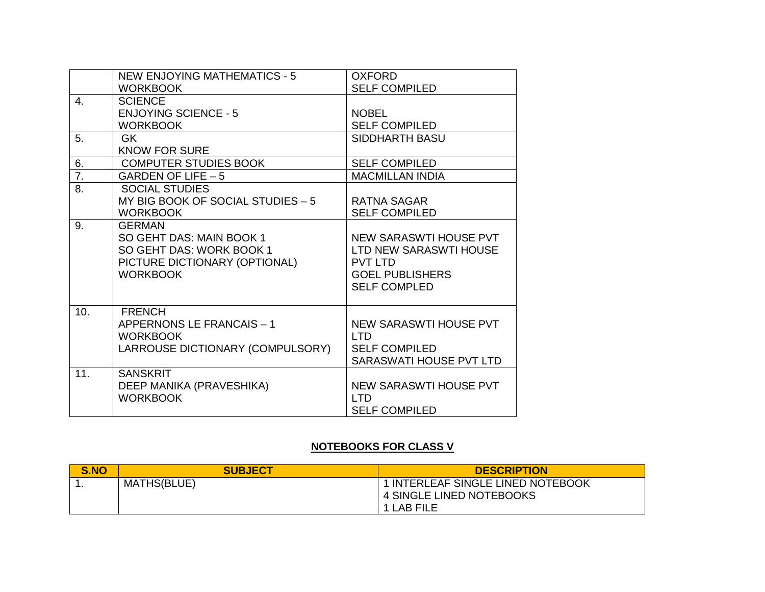| | | |
|---|---|---|
| | NEW ENJOYING MATHEMATICS - 5<br>WORKBOOK | OXFORD<br>SELF COMPILED |
| 4. | SCIENCE<br>ENJOYING SCIENCE - 5<br>WORKBOOK | <br>NOBEL<br>SELF COMPILED |
| 5. | GK<br>KNOW FOR SURE | SIDDHARTH BASU |
| 6. | COMPUTER STUDIES BOOK | SELF COMPILED |
| 7. | GARDEN OF LIFE – 5 | MACMILLAN INDIA |
| 8. | SOCIAL STUDIES<br>MY BIG BOOK OF SOCIAL STUDIES – 5<br>WORKBOOK | <br>RATNA SAGAR<br>SELF COMPILED |
| 9. | GERMAN<br>SO GEHT DAS: MAIN BOOK 1<br>SO GEHT DAS: WORK BOOK 1<br>PICTURE DICTIONARY (OPTIONAL)<br>WORKBOOK | <br>NEW SARASWTI HOUSE PVT<br>LTD NEW SARASWTI HOUSE<br>PVT LTD<br>GOEL PUBLISHERS<br>SELF COMPLED |
| 10. | FRENCH<br>APPERNONS LE FRANCAIS – 1<br>WORKBOOK<br>LARROUSE DICTIONARY (COMPULSORY) | <br>NEW SARASWTI HOUSE PVT<br>LTD<br>SELF COMPILED<br>SARASWATI HOUSE PVT LTD |
| 11. | SANSKRIT<br>DEEP MANIKA (PRAVESHIKA)<br>WORKBOOK | <br>NEW SARASWTI HOUSE PVT<br>LTD<br>SELF COMPILED |

**NOTEBOOKS FOR CLASS V**

| S.NO | SUBJECT | DESCRIPTION |
|---|---|---|
| 1. | MATHS(BLUE) | 1 INTERLEAF SINGLE LINED NOTEBOOK<br>4 SINGLE LINED NOTEBOOKS<br>1 LAB FILE |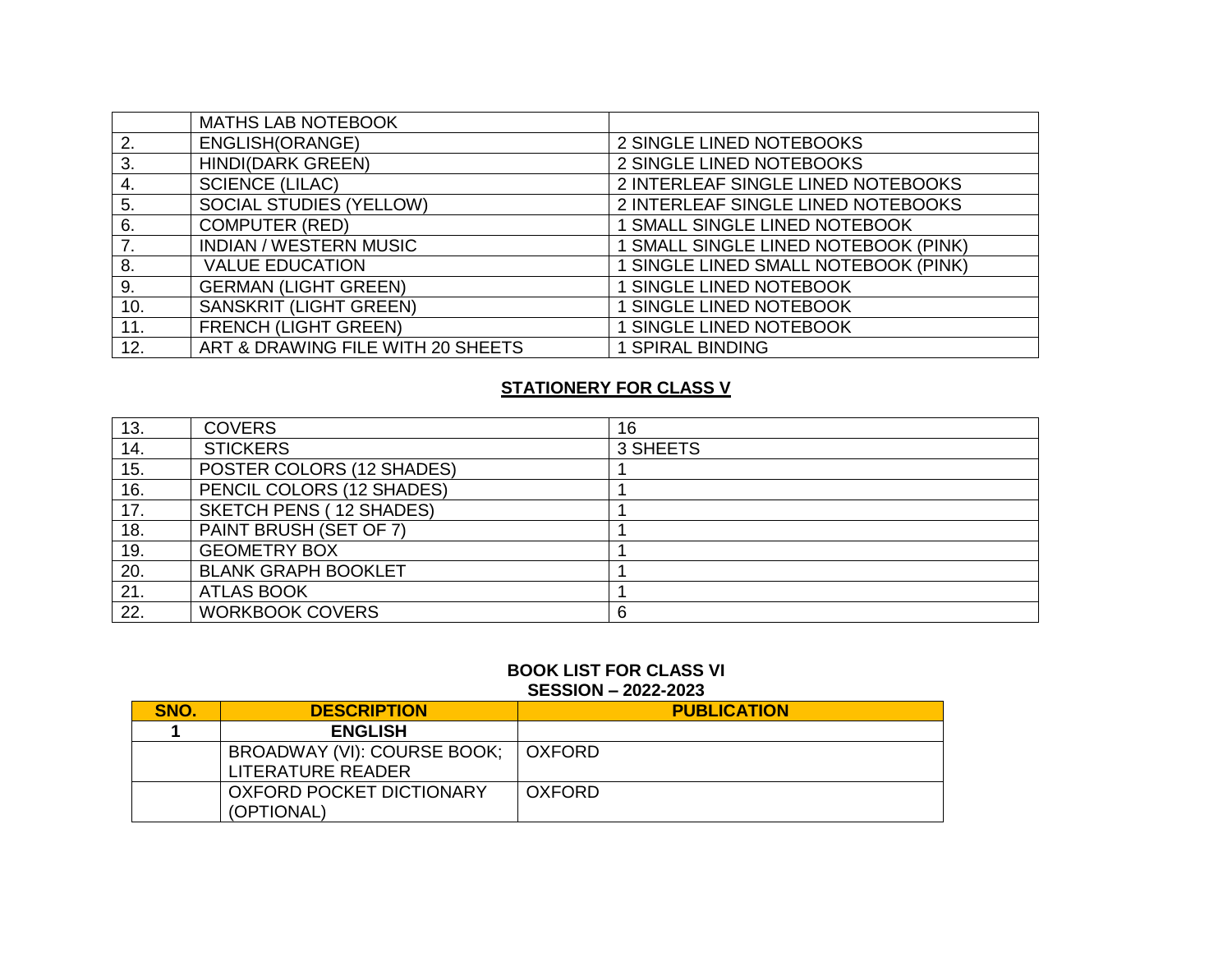|  |  |  |
|---|---|---|
|  | MATHS LAB NOTEBOOK |  |
| 2. | ENGLISH(ORANGE) | 2 SINGLE LINED NOTEBOOKS |
| 3. | HINDI(DARK GREEN) | 2 SINGLE LINED NOTEBOOKS |
| 4. | SCIENCE (LILAC) | 2 INTERLEAF SINGLE LINED NOTEBOOKS |
| 5. | SOCIAL STUDIES (YELLOW) | 2 INTERLEAF SINGLE LINED NOTEBOOKS |
| 6. | COMPUTER (RED) | 1 SMALL SINGLE LINED NOTEBOOK |
| 7. | INDIAN / WESTERN MUSIC | 1 SMALL SINGLE LINED NOTEBOOK (PINK) |
| 8. | VALUE EDUCATION | 1 SINGLE LINED SMALL NOTEBOOK (PINK) |
| 9. | GERMAN (LIGHT GREEN) | 1 SINGLE LINED NOTEBOOK |
| 10. | SANSKRIT (LIGHT GREEN) | 1 SINGLE LINED NOTEBOOK |
| 11. | FRENCH (LIGHT GREEN) | 1 SINGLE LINED NOTEBOOK |
| 12. | ART & DRAWING FILE WITH 20 SHEETS | 1 SPIRAL BINDING |

## STATIONERY FOR CLASS V

|  |  |  |
|---|---|---|
| 13. | COVERS | 16 |
| 14. | STICKERS | 3 SHEETS |
| 15. | POSTER COLORS (12 SHADES) | 1 |
| 16. | PENCIL COLORS (12 SHADES) | 1 |
| 17. | SKETCH PENS ( 12 SHADES) | 1 |
| 18. | PAINT BRUSH (SET OF 7) | 1 |
| 19. | GEOMETRY BOX | 1 |
| 20. | BLANK GRAPH BOOKLET | 1 |
| 21. | ATLAS BOOK | 1 |
| 22. | WORKBOOK COVERS | 6 |

## BOOK LIST FOR CLASS VI
### SESSION – 2022-2023

| SNO. | DESCRIPTION | PUBLICATION |
|---|---|---|
| **1** | **ENGLISH** |  |
|  | BROADWAY (VI): COURSE BOOK; LITERATURE READER | OXFORD |
|  | OXFORD POCKET DICTIONARY (OPTIONAL) | OXFORD |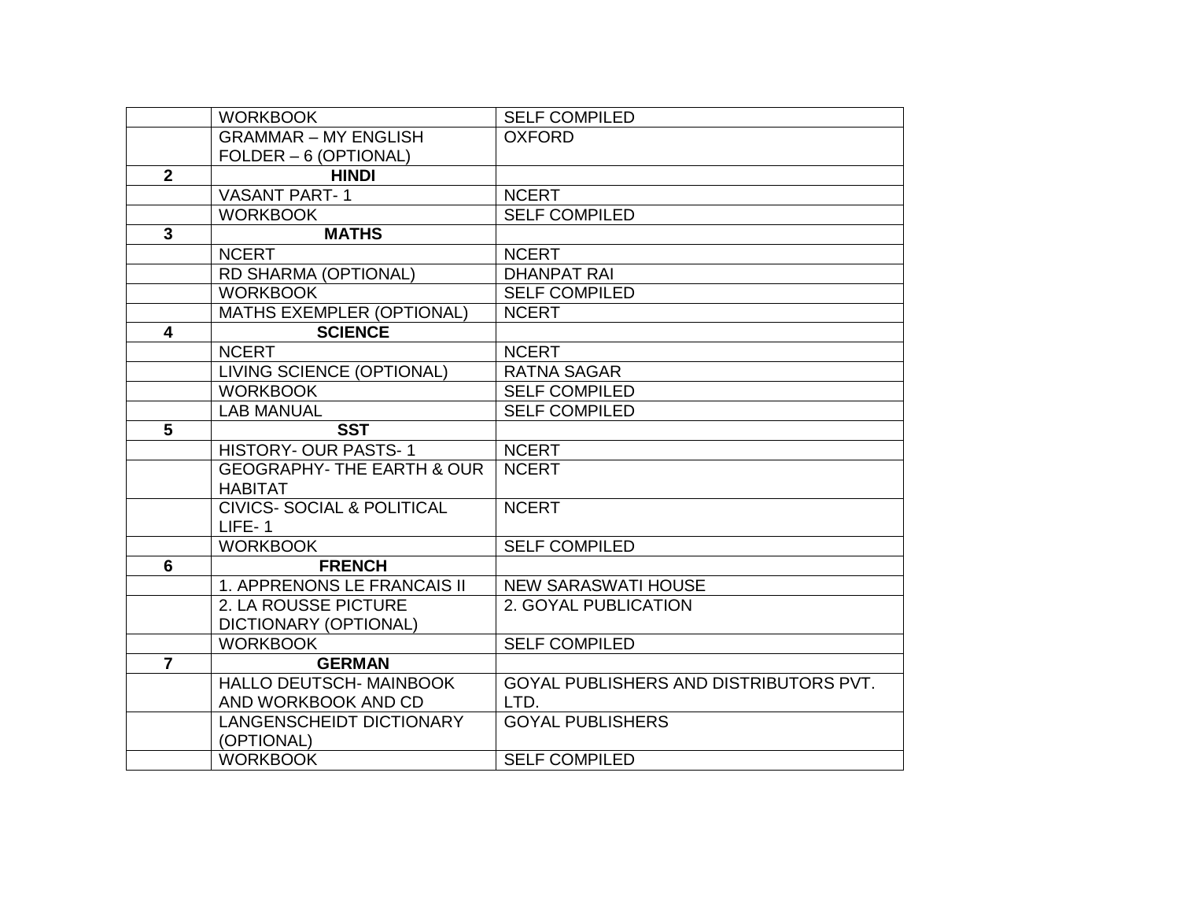|  |  |  |
|---|---|---|
|  | WORKBOOK | SELF COMPILED |
|  | GRAMMAR – MY ENGLISH FOLDER – 6 (OPTIONAL) | OXFORD |
| **2** | **HINDI** |  |
|  | VASANT PART- 1 | NCERT |
|  | WORKBOOK | SELF COMPILED |
| **3** | **MATHS** |  |
|  | NCERT | NCERT |
|  | RD SHARMA (OPTIONAL) | DHANPAT RAI |
|  | WORKBOOK | SELF COMPILED |
|  | MATHS EXEMPLER (OPTIONAL) | NCERT |
| **4** | **SCIENCE** |  |
|  | NCERT | NCERT |
|  | LIVING SCIENCE (OPTIONAL) | RATNA SAGAR |
|  | WORKBOOK | SELF COMPILED |
|  | LAB MANUAL | SELF COMPILED |
| **5** | **SST** |  |
|  | HISTORY- OUR PASTS- 1 | NCERT |
|  | GEOGRAPHY- THE EARTH & OUR HABITAT | NCERT |
|  | CIVICS- SOCIAL & POLITICAL LIFE- 1 | NCERT |
|  | WORKBOOK | SELF COMPILED |
| **6** | **FRENCH** |  |
|  | 1. APPRENONS LE FRANCAIS II | NEW SARASWATI HOUSE |
|  | 2. LA ROUSSE PICTURE DICTIONARY (OPTIONAL) | 2. GOYAL PUBLICATION |
|  | WORKBOOK | SELF COMPILED |
| **7** | **GERMAN** |  |
|  | HALLO DEUTSCH- MAINBOOK AND WORKBOOK AND CD | GOYAL PUBLISHERS AND DISTRIBUTORS PVT. LTD. |
|  | LANGENSCHEIDT DICTIONARY (OPTIONAL) | GOYAL PUBLISHERS |
|  | WORKBOOK | SELF COMPILED |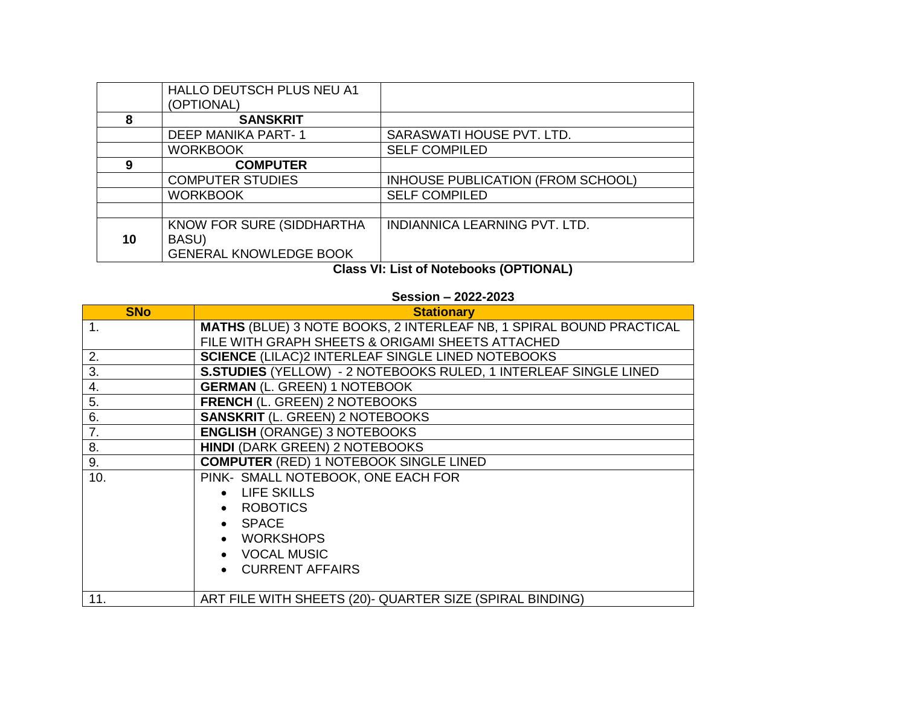| | | |
|---|---|---|
| | HALLO DEUTSCH PLUS NEU A1 (OPTIONAL) | |
| **8** | **SANSKRIT** | |
| | DEEP MANIKA PART- 1 | SARASWATI HOUSE PVT. LTD. |
| | WORKBOOK | SELF COMPILED |
| **9** | **COMPUTER** | |
| | COMPUTER STUDIES | INHOUSE PUBLICATION (FROM SCHOOL) |
| | WORKBOOK | SELF COMPILED |
| | | |
| **10** | KNOW FOR SURE (SIDDHARTHA BASU) GENERAL KNOWLEDGE BOOK | INDIANNICA LEARNING PVT. LTD. |

**Class VI: List of Notebooks (OPTIONAL)**

**Session – 2022-2023**

| SNo | Stationary |
|---|---|
| 1. | **MATHS** (BLUE) 3 NOTE BOOKS, 2 INTERLEAF NB, 1 SPIRAL BOUND PRACTICAL FILE WITH GRAPH SHEETS & ORIGAMI SHEETS ATTACHED |
| 2. | **SCIENCE** (LILAC)2 INTERLEAF SINGLE LINED NOTEBOOKS |
| 3. | **S.STUDIES** (YELLOW) - 2 NOTEBOOKS RULED, 1 INTERLEAF SINGLE LINED |
| 4. | **GERMAN** (L. GREEN) 1 NOTEBOOK |
| 5. | **FRENCH** (L. GREEN) 2 NOTEBOOKS |
| 6. | **SANSKRIT** (L. GREEN) 2 NOTEBOOKS |
| 7. | **ENGLISH** (ORANGE) 3 NOTEBOOKS |
| 8. | **HINDI** (DARK GREEN) 2 NOTEBOOKS |
| 9. | **COMPUTER** (RED) 1 NOTEBOOK SINGLE LINED |
| 10. | PINK- SMALL NOTEBOOK, ONE EACH FOR<br>• LIFE SKILLS<br>• ROBOTICS<br>• SPACE<br>• WORKSHOPS<br>• VOCAL MUSIC<br>• CURRENT AFFAIRS |
| 11. | ART FILE WITH SHEETS (20)- QUARTER SIZE (SPIRAL BINDING) |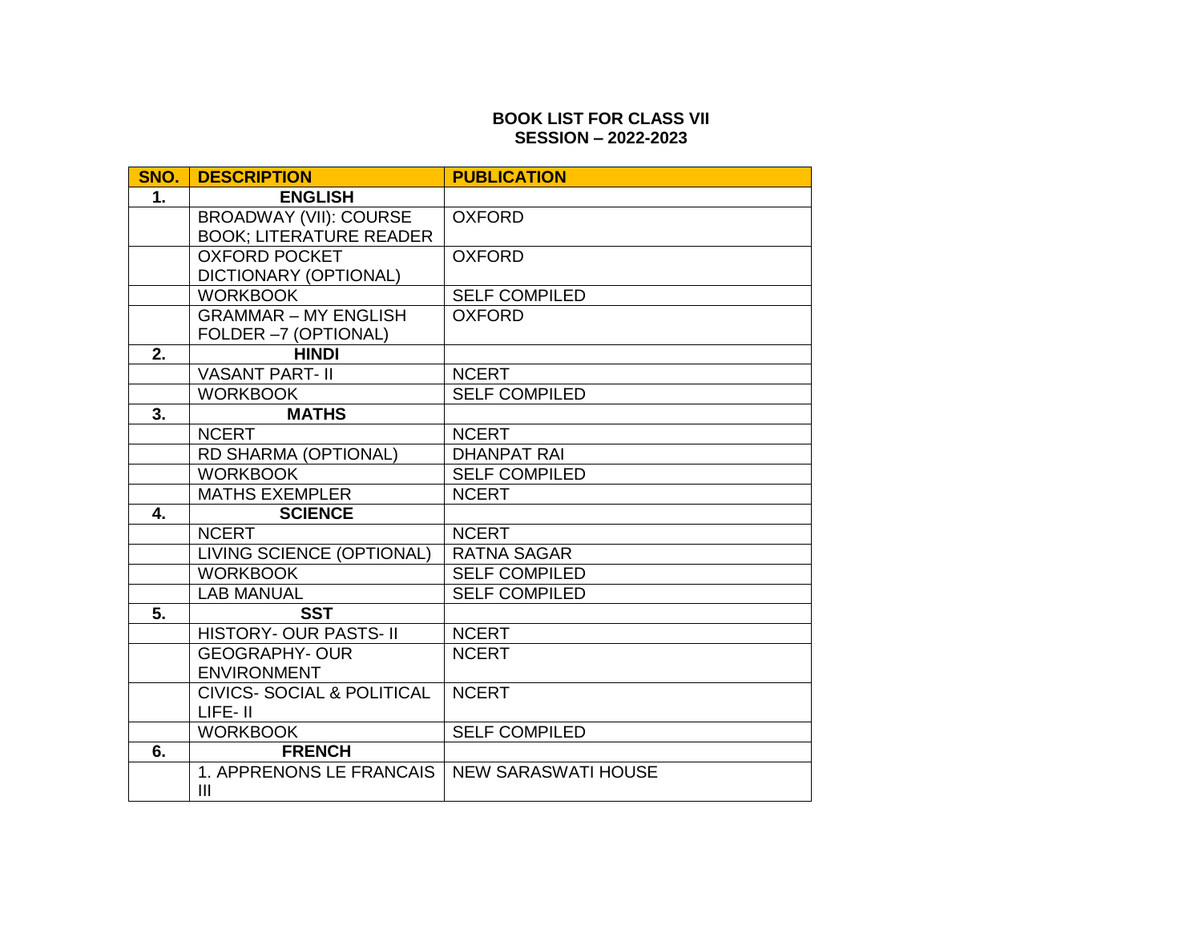**BOOK LIST FOR CLASS VII**
**SESSION – 2022-2023**

| SNO. | DESCRIPTION | PUBLICATION |
|---|---|---|
| **1.** | **ENGLISH** | |
| | BROADWAY (VII): COURSE BOOK; LITERATURE READER | OXFORD |
| | OXFORD POCKET DICTIONARY (OPTIONAL) | OXFORD |
| | WORKBOOK | SELF COMPILED |
| | GRAMMAR – MY ENGLISH FOLDER –7 (OPTIONAL) | OXFORD |
| **2.** | **HINDI** | |
| | VASANT PART- II | NCERT |
| | WORKBOOK | SELF COMPILED |
| **3.** | **MATHS** | |
| | NCERT | NCERT |
| | RD SHARMA (OPTIONAL) | DHANPAT RAI |
| | WORKBOOK | SELF COMPILED |
| | MATHS EXEMPLER | NCERT |
| **4.** | **SCIENCE** | |
| | NCERT | NCERT |
| | LIVING SCIENCE (OPTIONAL) | RATNA SAGAR |
| | WORKBOOK | SELF COMPILED |
| | LAB MANUAL | SELF COMPILED |
| **5.** | **SST** | |
| | HISTORY- OUR PASTS- II | NCERT |
| | GEOGRAPHY- OUR ENVIRONMENT | NCERT |
| | CIVICS- SOCIAL & POLITICAL LIFE- II | NCERT |
| | WORKBOOK | SELF COMPILED |
| **6.** | **FRENCH** | |
| | 1. APPRENONS LE FRANCAIS III | NEW SARASWATI HOUSE |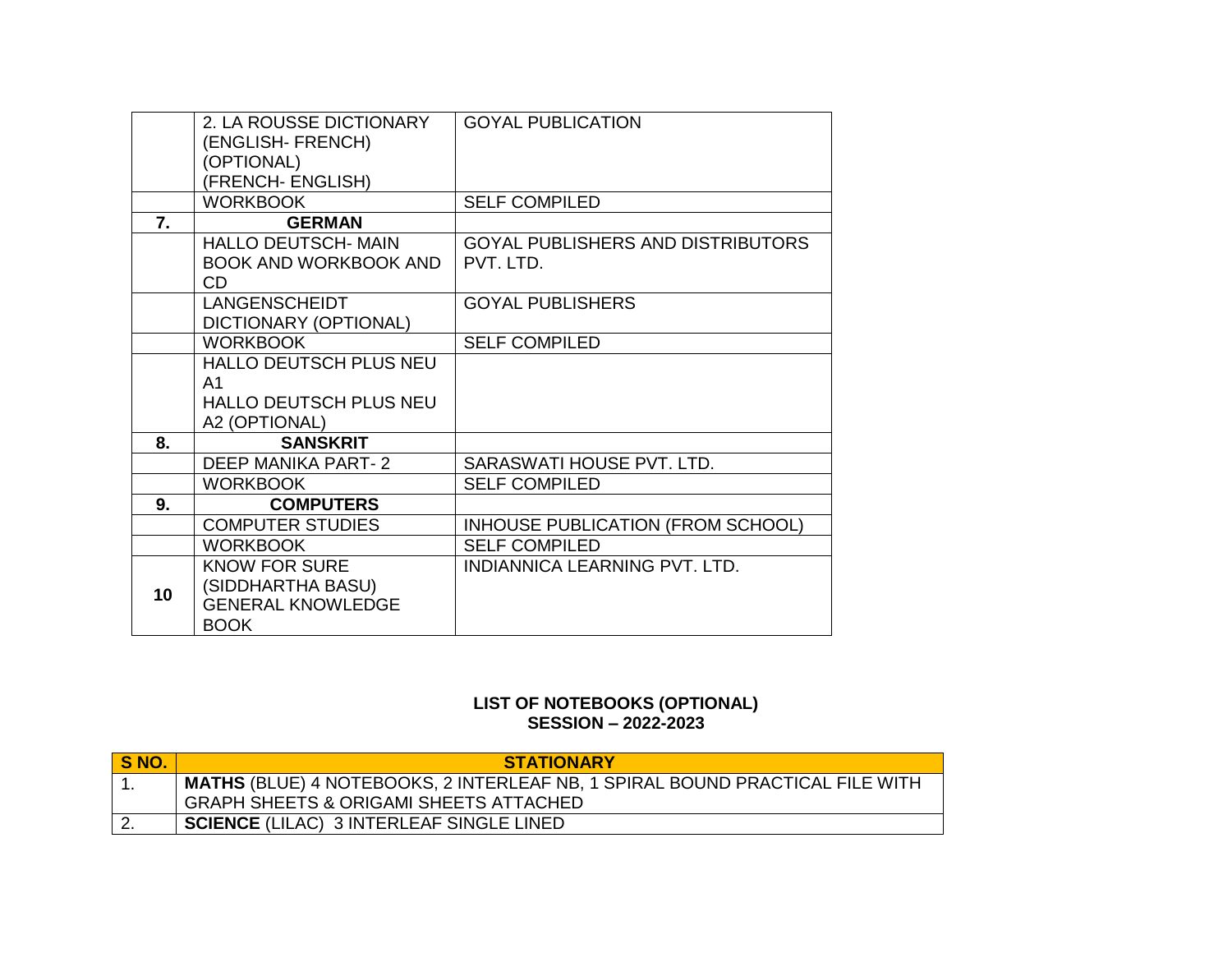|  |  |  |
|---|---|---|
|  | 2. LA ROUSSE DICTIONARY (ENGLISH- FRENCH) (OPTIONAL) (FRENCH- ENGLISH) | GOYAL PUBLICATION |
|  | WORKBOOK | SELF COMPILED |
| **7.** | **GERMAN** |  |
|  | HALLO DEUTSCH- MAIN BOOK AND WORKBOOK AND CD | GOYAL PUBLISHERS AND DISTRIBUTORS PVT. LTD. |
|  | LANGENSCHEIDT DICTIONARY (OPTIONAL) | GOYAL PUBLISHERS |
|  | WORKBOOK | SELF COMPILED |
|  | HALLO DEUTSCH PLUS NEU A1<br>HALLO DEUTSCH PLUS NEU A2 (OPTIONAL) |  |
| **8.** | **SANSKRIT** |  |
|  | DEEP MANIKA PART- 2 | SARASWATI HOUSE PVT. LTD. |
|  | WORKBOOK | SELF COMPILED |
| **9.** | **COMPUTERS** |  |
|  | COMPUTER STUDIES | INHOUSE PUBLICATION (FROM SCHOOL) |
|  | WORKBOOK | SELF COMPILED |
| **10** | KNOW FOR SURE (SIDDHARTHA BASU) GENERAL KNOWLEDGE BOOK | INDIANNICA LEARNING PVT. LTD. |

**LIST OF NOTEBOOKS (OPTIONAL)**
**SESSION – 2022-2023**

| S NO. | STATIONARY |
|---|---|
| 1. | **MATHS** (BLUE) 4 NOTEBOOKS, 2 INTERLEAF NB, 1 SPIRAL BOUND PRACTICAL FILE WITH GRAPH SHEETS & ORIGAMI SHEETS ATTACHED |
| 2. | **SCIENCE** (LILAC) 3 INTERLEAF SINGLE LINED |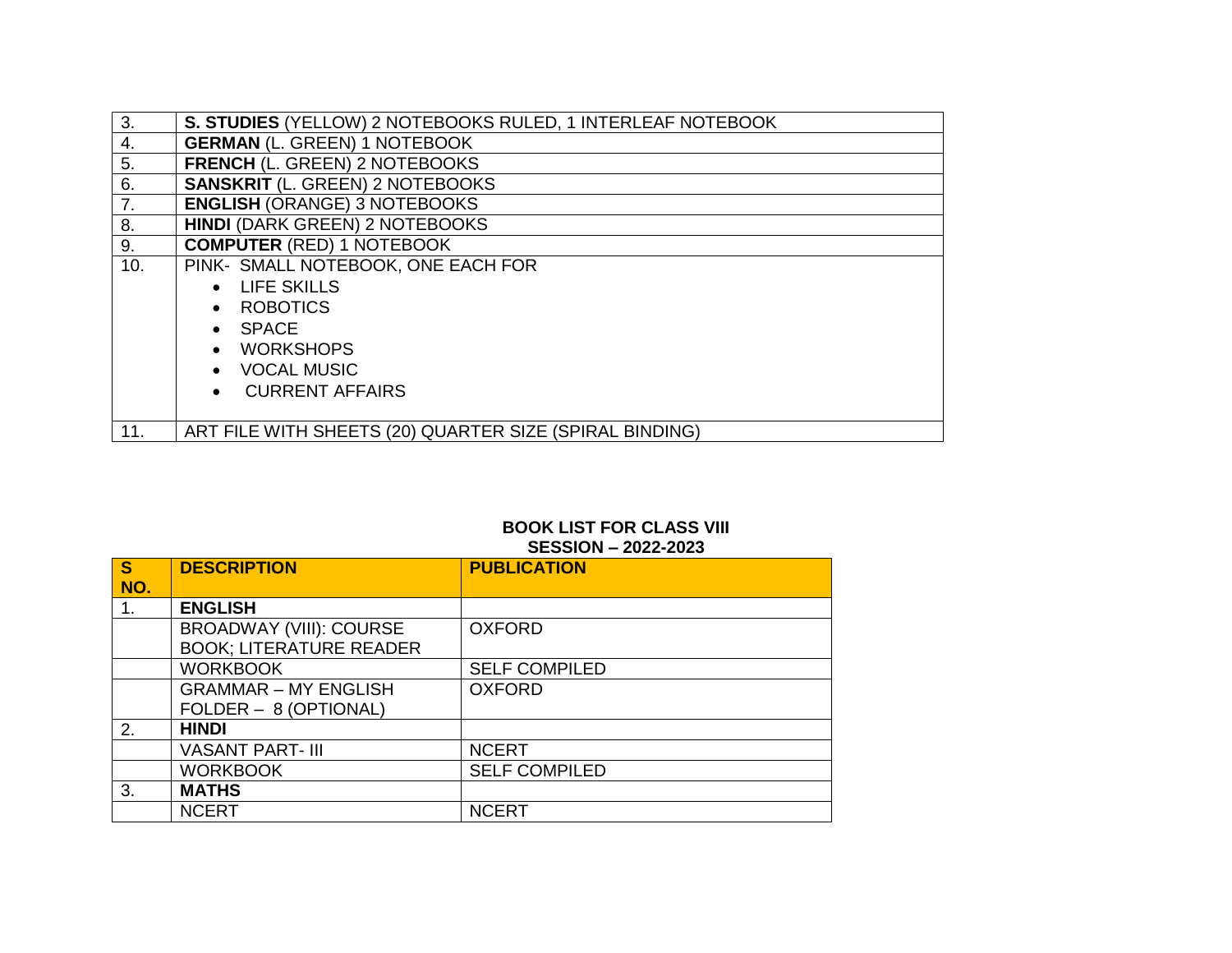| | |
|---|---|
| 3. | **S. STUDIES** (YELLOW) 2 NOTEBOOKS RULED, 1 INTERLEAF NOTEBOOK |
| 4. | **GERMAN** (L. GREEN) 1 NOTEBOOK |
| 5. | **FRENCH** (L. GREEN) 2 NOTEBOOKS |
| 6. | **SANSKRIT** (L. GREEN) 2 NOTEBOOKS |
| 7. | **ENGLISH** (ORANGE) 3 NOTEBOOKS |
| 8. | **HINDI** (DARK GREEN) 2 NOTEBOOKS |
| 9. | **COMPUTER** (RED) 1 NOTEBOOK |
| 10. | PINK- SMALL NOTEBOOK, ONE EACH FOR<br>• LIFE SKILLS<br>• ROBOTICS<br>• SPACE<br>• WORKSHOPS<br>• VOCAL MUSIC<br>• CURRENT AFFAIRS |
| 11. | ART FILE WITH SHEETS (20) QUARTER SIZE (SPIRAL BINDING) |

**BOOK LIST FOR CLASS VIII**
**SESSION – 2022-2023**

| S NO. | DESCRIPTION | PUBLICATION |
|---|---|---|
| 1. | **ENGLISH** | |
| | BROADWAY (VIII): COURSE BOOK; LITERATURE READER | OXFORD |
| | WORKBOOK | SELF COMPILED |
| | GRAMMAR – MY ENGLISH FOLDER – 8 (OPTIONAL) | OXFORD |
| 2. | **HINDI** | |
| | VASANT PART- III | NCERT |
| | WORKBOOK | SELF COMPILED |
| 3. | **MATHS** | |
| | NCERT | NCERT |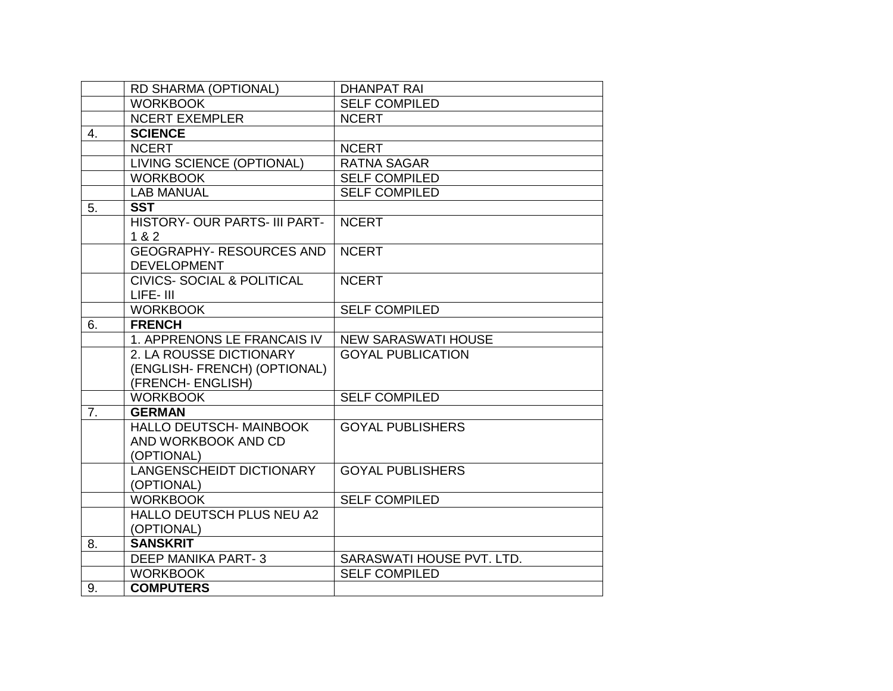|  |  |  |
|---|---|---|
|  | RD SHARMA (OPTIONAL) | DHANPAT RAI |
|  | WORKBOOK | SELF COMPILED |
|  | NCERT EXEMPLER | NCERT |
| 4. | **SCIENCE** |  |
|  | NCERT | NCERT |
|  | LIVING SCIENCE (OPTIONAL) | RATNA SAGAR |
|  | WORKBOOK | SELF COMPILED |
|  | LAB MANUAL | SELF COMPILED |
| 5. | **SST** |  |
|  | HISTORY- OUR PARTS- III PART- 1 & 2 | NCERT |
|  | GEOGRAPHY- RESOURCES AND DEVELOPMENT | NCERT |
|  | CIVICS- SOCIAL & POLITICAL LIFE- III | NCERT |
|  | WORKBOOK | SELF COMPILED |
| 6. | **FRENCH** |  |
|  | 1. APPRENONS LE FRANCAIS IV | NEW SARASWATI HOUSE |
|  | 2. LA ROUSSE DICTIONARY (ENGLISH- FRENCH) (OPTIONAL) (FRENCH- ENGLISH) | GOYAL PUBLICATION |
|  | WORKBOOK | SELF COMPILED |
| 7. | **GERMAN** |  |
|  | HALLO DEUTSCH- MAINBOOK AND WORKBOOK AND CD (OPTIONAL) | GOYAL PUBLISHERS |
|  | LANGENSCHEIDT DICTIONARY (OPTIONAL) | GOYAL PUBLISHERS |
|  | WORKBOOK | SELF COMPILED |
|  | HALLO DEUTSCH PLUS NEU A2 (OPTIONAL) |  |
| 8. | **SANSKRIT** |  |
|  | DEEP MANIKA PART- 3 | SARASWATI HOUSE PVT. LTD. |
|  | WORKBOOK | SELF COMPILED |
| 9. | **COMPUTERS** |  |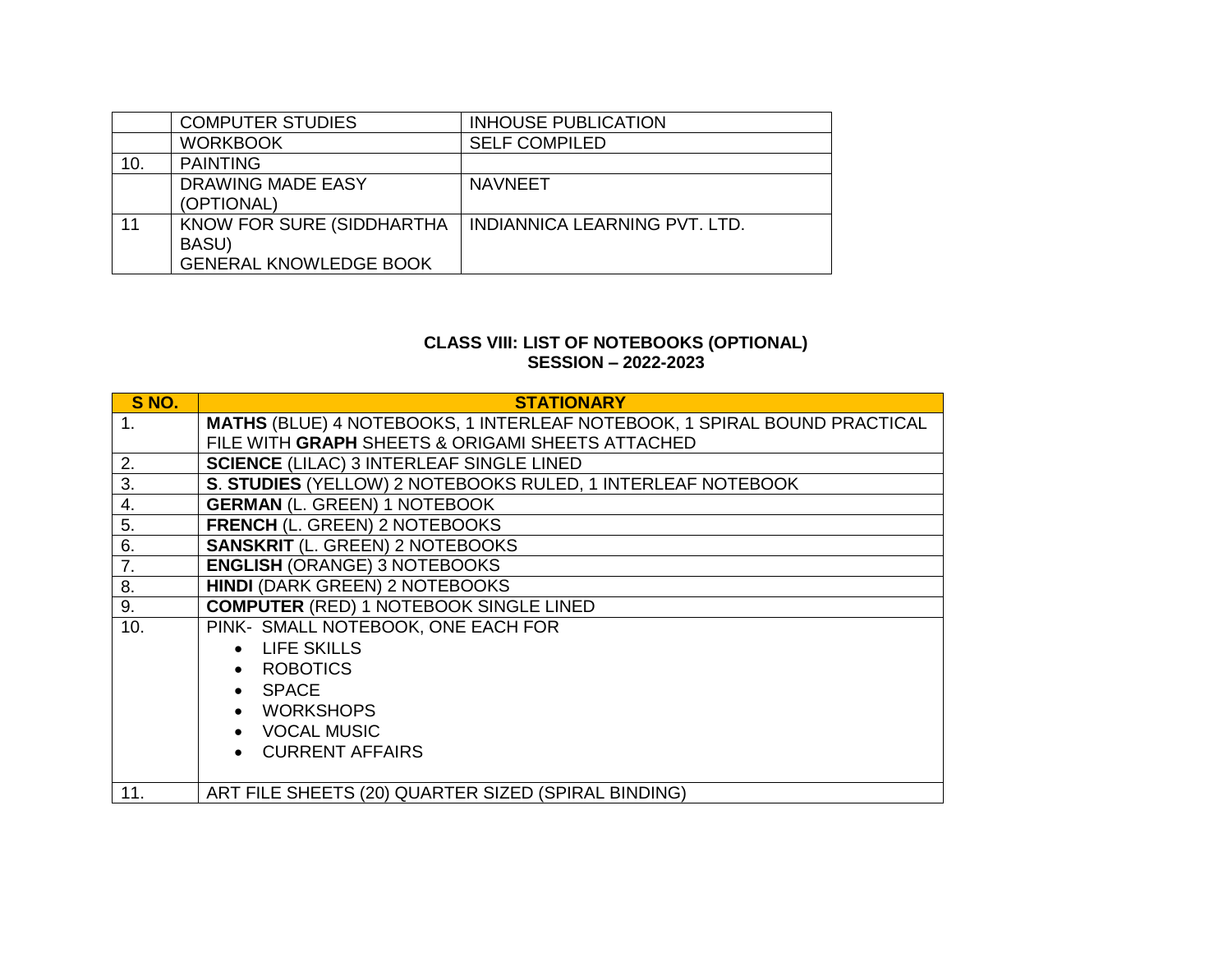|  |  |  |
|---|---|---|
|  | COMPUTER STUDIES | INHOUSE PUBLICATION |
|  | WORKBOOK | SELF COMPILED |
| 10. | PAINTING |  |
|  | DRAWING MADE EASY (OPTIONAL) | NAVNEET |
| 11 | KNOW FOR SURE (SIDDHARTHA BASU) GENERAL KNOWLEDGE BOOK | INDIANNICA LEARNING PVT. LTD. |

## CLASS VIII: LIST OF NOTEBOOKS (OPTIONAL)
## SESSION – 2022-2023

| S NO. | STATIONARY |
|---|---|
| 1. | **MATHS** (BLUE) 4 NOTEBOOKS, 1 INTERLEAF NOTEBOOK, 1 SPIRAL BOUND PRACTICAL FILE WITH **GRAPH** SHEETS & ORIGAMI SHEETS ATTACHED |
| 2. | **SCIENCE** (LILAC) 3 INTERLEAF SINGLE LINED |
| 3. | **S**. **STUDIES** (YELLOW) 2 NOTEBOOKS RULED, 1 INTERLEAF NOTEBOOK |
| 4. | **GERMAN** (L. GREEN) 1 NOTEBOOK |
| 5. | **FRENCH** (L. GREEN) 2 NOTEBOOKS |
| 6. | **SANSKRIT** (L. GREEN) 2 NOTEBOOKS |
| 7. | **ENGLISH** (ORANGE) 3 NOTEBOOKS |
| 8. | **HINDI** (DARK GREEN) 2 NOTEBOOKS |
| 9. | **COMPUTER** (RED) 1 NOTEBOOK SINGLE LINED |
| 10. | PINK- SMALL NOTEBOOK, ONE EACH FOR<br>• LIFE SKILLS<br>• ROBOTICS<br>• SPACE<br>• WORKSHOPS<br>• VOCAL MUSIC<br>• CURRENT AFFAIRS |
| 11. | ART FILE SHEETS (20) QUARTER SIZED (SPIRAL BINDING) |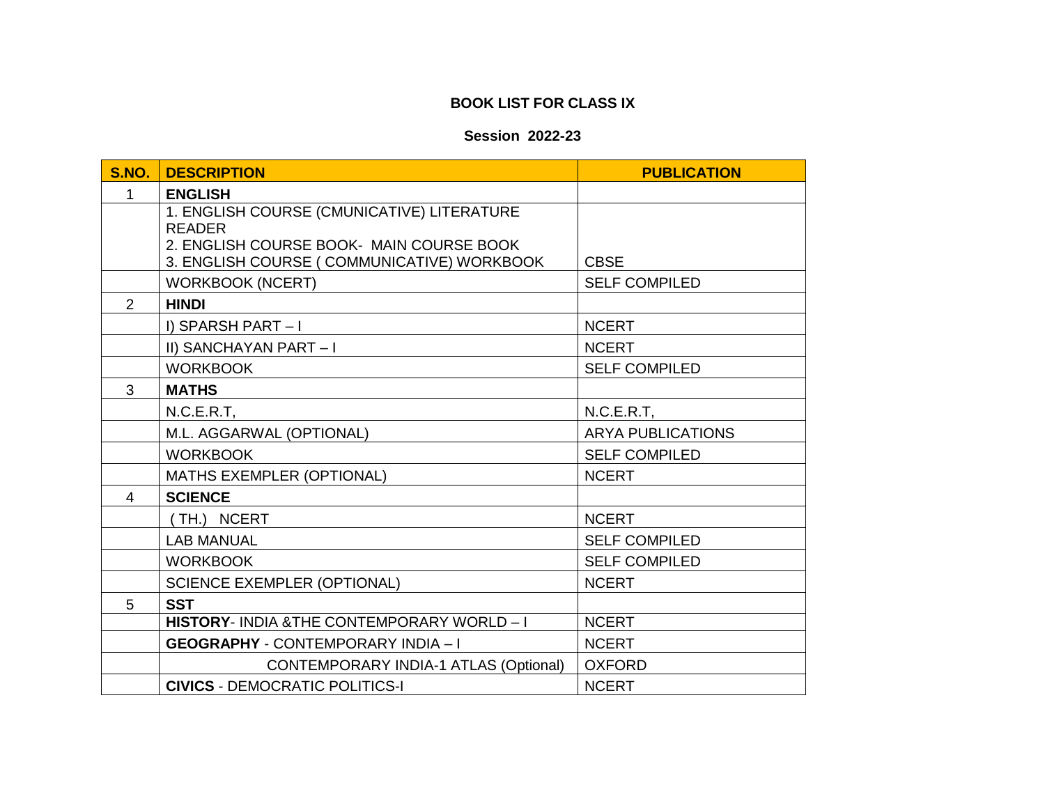**BOOK LIST FOR CLASS IX**

**Session 2022-23**

| S.NO. | DESCRIPTION | PUBLICATION |
|---|---|---|
| 1 | **ENGLISH** | |
| | 1. ENGLISH COURSE (CMUNICATIVE) LITERATURE READER<br>2. ENGLISH COURSE BOOK- MAIN COURSE BOOK<br>3. ENGLISH COURSE ( COMMUNICATIVE) WORKBOOK | CBSE |
| | WORKBOOK (NCERT) | SELF COMPILED |
| 2 | **HINDI** | |
| | I) SPARSH PART – I | NCERT |
| | II) SANCHAYAN PART – I | NCERT |
| | WORKBOOK | SELF COMPILED |
| 3 | **MATHS** | |
| | N.C.E.R.T, | N.C.E.R.T, |
| | M.L. AGGARWAL (OPTIONAL) | ARYA PUBLICATIONS |
| | WORKBOOK | SELF COMPILED |
| | MATHS EXEMPLER (OPTIONAL) | NCERT |
| 4 | **SCIENCE** | |
| | ( TH.) NCERT | NCERT |
| | LAB MANUAL | SELF COMPILED |
| | WORKBOOK | SELF COMPILED |
| | SCIENCE EXEMPLER (OPTIONAL) | NCERT |
| 5 | **SST** | |
| | **HISTORY**- INDIA &THE CONTEMPORARY WORLD – I | NCERT |
| | **GEOGRAPHY** - CONTEMPORARY INDIA – I | NCERT |
| | CONTEMPORARY INDIA-1 ATLAS (Optional) | OXFORD |
| | **CIVICS** - DEMOCRATIC POLITICS-I | NCERT |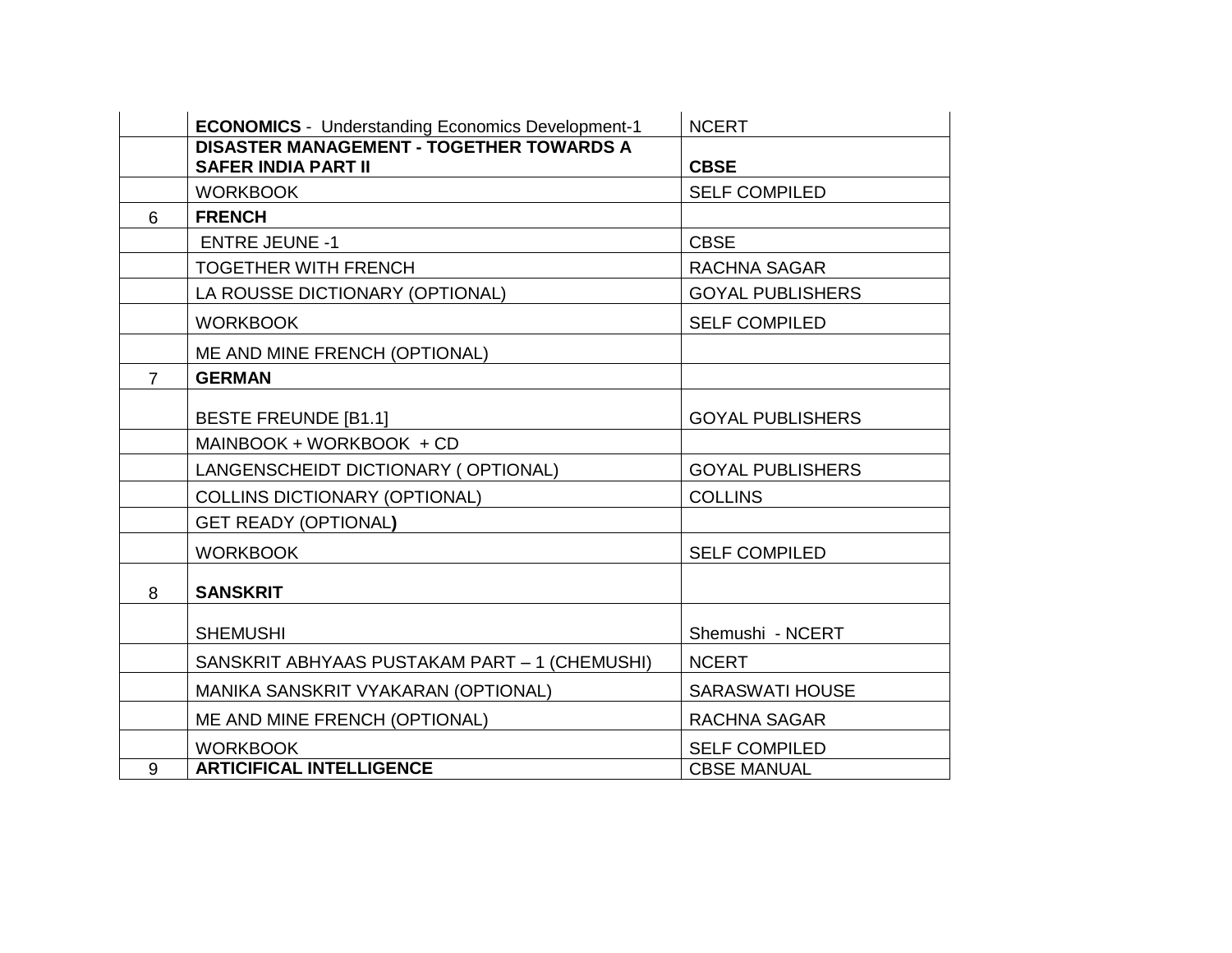| | | |
|---|---|---|
| | **ECONOMICS** - Understanding Economics Development-1 | NCERT |
| | **DISASTER MANAGEMENT - TOGETHER TOWARDS A SAFER INDIA PART II** | **CBSE** |
| | WORKBOOK | SELF COMPILED |
| 6 | **FRENCH** | |
| | ENTRE JEUNE -1 | CBSE |
| | TOGETHER WITH FRENCH | RACHNA SAGAR |
| | LA ROUSSE DICTIONARY (OPTIONAL) | GOYAL PUBLISHERS |
| | WORKBOOK | SELF COMPILED |
| | ME AND MINE FRENCH (OPTIONAL) | |
| 7 | **GERMAN** | |
| | BESTE FREUNDE [B1.1] | GOYAL PUBLISHERS |
| | MAINBOOK + WORKBOOK + CD | |
| | LANGENSCHEIDT DICTIONARY ( OPTIONAL) | GOYAL PUBLISHERS |
| | COLLINS DICTIONARY (OPTIONAL) | COLLINS |
| | GET READY (OPTIONAL**)** | |
| | WORKBOOK | SELF COMPILED |
| 8 | **SANSKRIT** | |
| | SHEMUSHI | Shemushi - NCERT |
| | SANSKRIT ABHYAAS PUSTAKAM PART – 1 (CHEMUSHI) | NCERT |
| | MANIKA SANSKRIT VYAKARAN (OPTIONAL) | SARASWATI HOUSE |
| | ME AND MINE FRENCH (OPTIONAL) | RACHNA SAGAR |
| | WORKBOOK | SELF COMPILED |
| 9 | **ARTICIFICAL INTELLIGENCE** | CBSE MANUAL |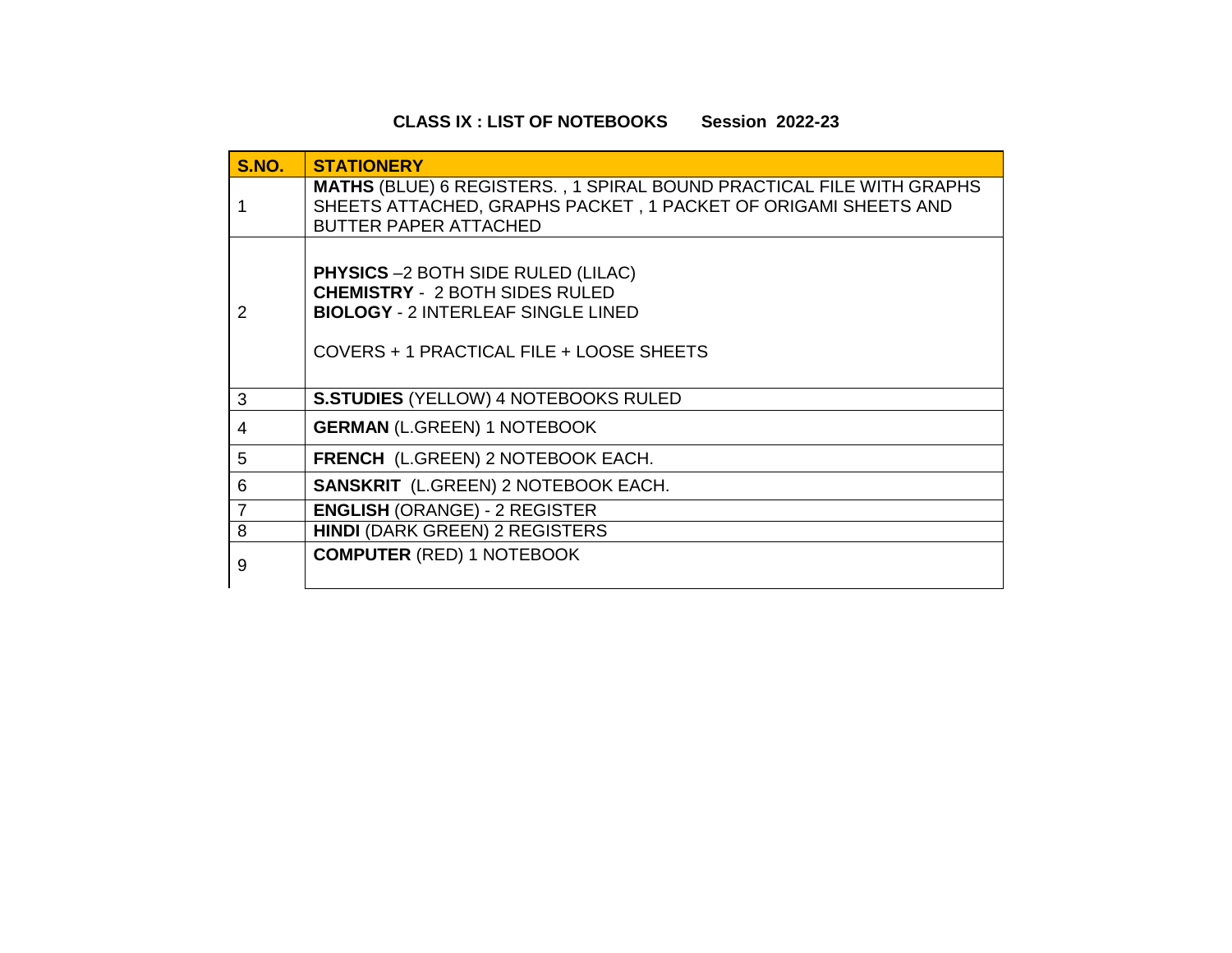## CLASS IX : LIST OF NOTEBOOKS Session 2022-23

| S.NO. | STATIONERY |
|---|---|
| 1 | **MATHS** (BLUE) 6 REGISTERS. , 1 SPIRAL BOUND PRACTICAL FILE WITH GRAPHS SHEETS ATTACHED, GRAPHS PACKET , 1 PACKET OF ORIGAMI SHEETS AND BUTTER PAPER ATTACHED |
| 2 | **PHYSICS** –2 BOTH SIDE RULED (LILAC)<br>**CHEMISTRY** - 2 BOTH SIDES RULED<br>**BIOLOGY** - 2 INTERLEAF SINGLE LINED<br><br>COVERS + 1 PRACTICAL FILE + LOOSE SHEETS |
| 3 | **S.STUDIES** (YELLOW) 4 NOTEBOOKS RULED |
| 4 | **GERMAN** (L.GREEN) 1 NOTEBOOK |
| 5 | **FRENCH** (L.GREEN) 2 NOTEBOOK EACH. |
| 6 | **SANSKRIT** (L.GREEN) 2 NOTEBOOK EACH. |
| 7 | **ENGLISH** (ORANGE) - 2 REGISTER |
| 8 | **HINDI** (DARK GREEN) 2 REGISTERS |
| 9 | **COMPUTER** (RED) 1 NOTEBOOK |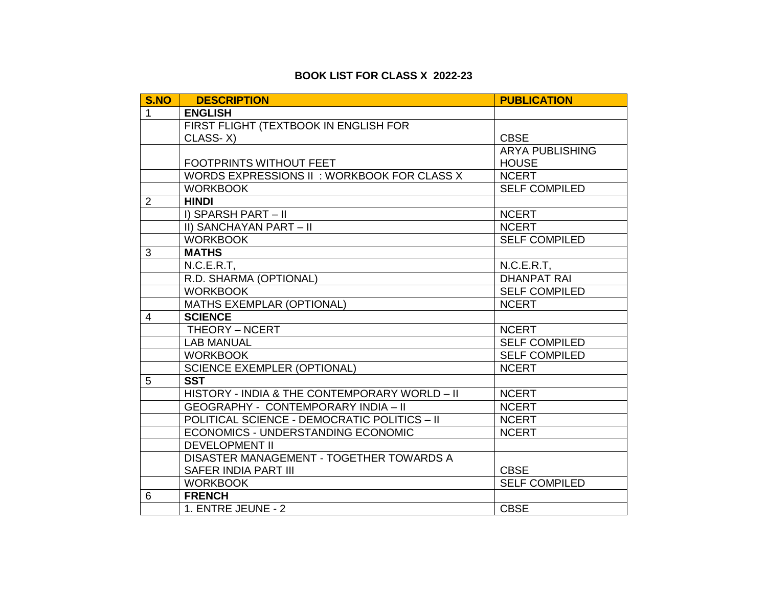**BOOK LIST FOR CLASS X 2022-23**

| S.NO | DESCRIPTION | PUBLICATION |
| --- | --- | --- |
| 1 | **ENGLISH** | |
| | FIRST FLIGHT (TEXTBOOK IN ENGLISH FOR CLASS- X) | CBSE |
| | FOOTPRINTS WITHOUT FEET | ARYA PUBLISHING HOUSE |
| | WORDS EXPRESSIONS II : WORKBOOK FOR CLASS X | NCERT |
| | WORKBOOK | SELF COMPILED |
| 2 | **HINDI** | |
| | I) SPARSH PART – II | NCERT |
| | II) SANCHAYAN PART – II | NCERT |
| | WORKBOOK | SELF COMPILED |
| 3 | **MATHS** | |
| | N.C.E.R.T, | N.C.E.R.T, |
| | R.D. SHARMA (OPTIONAL) | DHANPAT RAI |
| | WORKBOOK | SELF COMPILED |
| | MATHS EXEMPLAR (OPTIONAL) | NCERT |
| 4 | **SCIENCE** | |
| | THEORY – NCERT | NCERT |
| | LAB MANUAL | SELF COMPILED |
| | WORKBOOK | SELF COMPILED |
| | SCIENCE EXEMPLER (OPTIONAL) | NCERT |
| 5 | **SST** | |
| | HISTORY - INDIA & THE CONTEMPORARY WORLD – II | NCERT |
| | GEOGRAPHY - CONTEMPORARY INDIA – II | NCERT |
| | POLITICAL SCIENCE - DEMOCRATIC POLITICS – II | NCERT |
| | ECONOMICS - UNDERSTANDING ECONOMIC | NCERT |
| | DEVELOPMENT II | |
| | DISASTER MANAGEMENT - TOGETHER TOWARDS A SAFER INDIA PART III | CBSE |
| | WORKBOOK | SELF COMPILED |
| 6 | **FRENCH** | |
| | 1. ENTRE JEUNE - 2 | CBSE |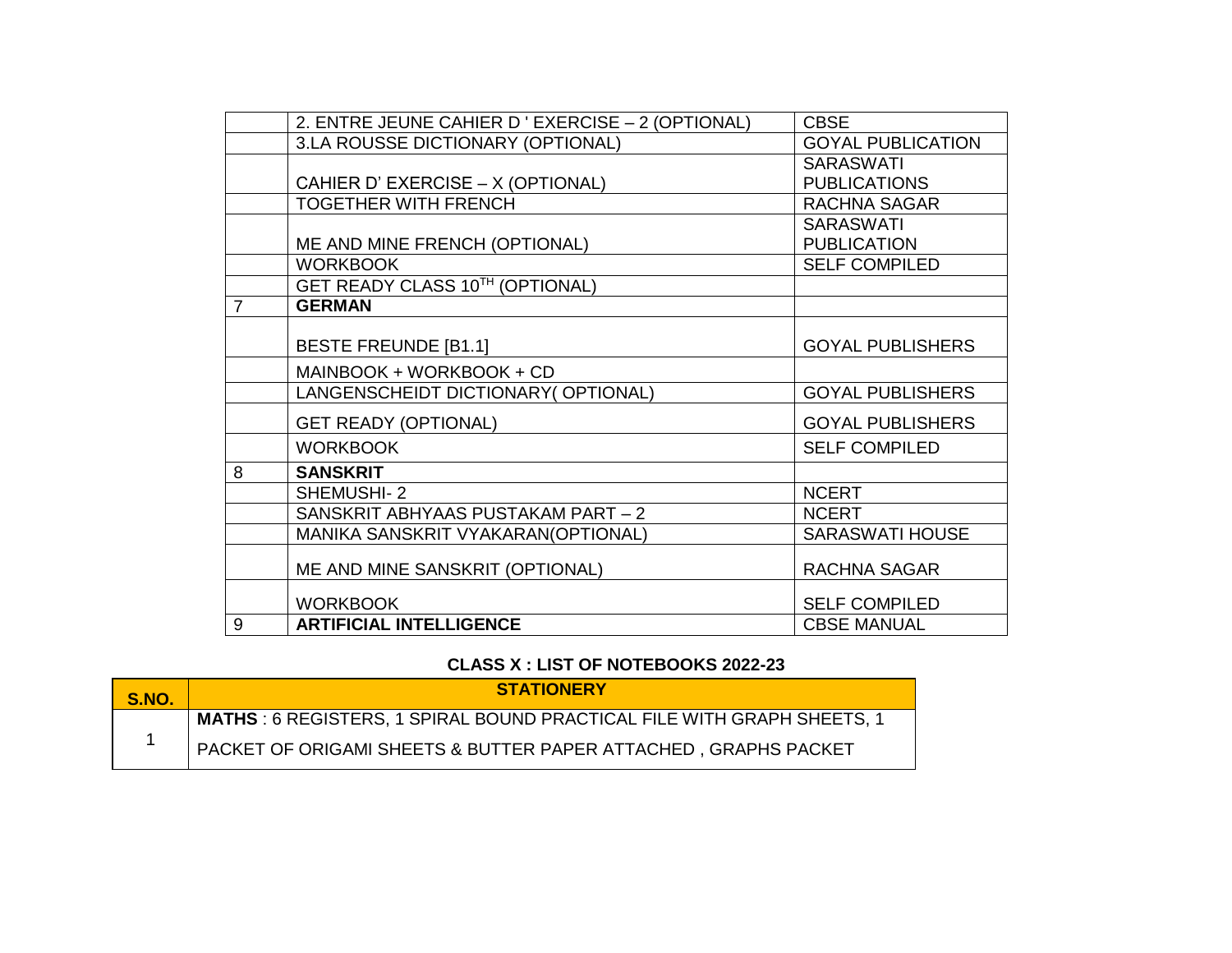| | | |
|---|---|---|
| | 2. ENTRE JEUNE CAHIER D ' EXERCISE – 2 (OPTIONAL) | CBSE |
| | 3.LA ROUSSE DICTIONARY (OPTIONAL) | GOYAL PUBLICATION |
| | CAHIER D' EXERCISE – X (OPTIONAL) | SARASWATI PUBLICATIONS |
| | TOGETHER WITH FRENCH | RACHNA SAGAR |
| | ME AND MINE FRENCH (OPTIONAL) | SARASWATI PUBLICATION |
| | WORKBOOK | SELF COMPILED |
| | GET READY CLASS 10$^{TH}$ (OPTIONAL) | |
| 7 | **GERMAN** | |
| | BESTE FREUNDE [B1.1] | GOYAL PUBLISHERS |
| | MAINBOOK + WORKBOOK + CD | |
| | LANGENSCHEIDT DICTIONARY( OPTIONAL) | GOYAL PUBLISHERS |
| | GET READY (OPTIONAL) | GOYAL PUBLISHERS |
| | WORKBOOK | SELF COMPILED |
| 8 | **SANSKRIT** | |
| | SHEMUSHI- 2 | NCERT |
| | SANSKRIT ABHYAAS PUSTAKAM PART – 2 | NCERT |
| | MANIKA SANSKRIT VYAKARAN(OPTIONAL) | SARASWATI HOUSE |
| | ME AND MINE SANSKRIT (OPTIONAL) | RACHNA SAGAR |
| | WORKBOOK | SELF COMPILED |
| 9 | **ARTIFICIAL INTELLIGENCE** | CBSE MANUAL |

**CLASS X : LIST OF NOTEBOOKS 2022-23**

| S.NO. | STATIONERY |
|---|---|
| 1 | **MATHS** : 6 REGISTERS, 1 SPIRAL BOUND PRACTICAL FILE WITH GRAPH SHEETS, 1 PACKET OF ORIGAMI SHEETS & BUTTER PAPER ATTACHED , GRAPHS PACKET |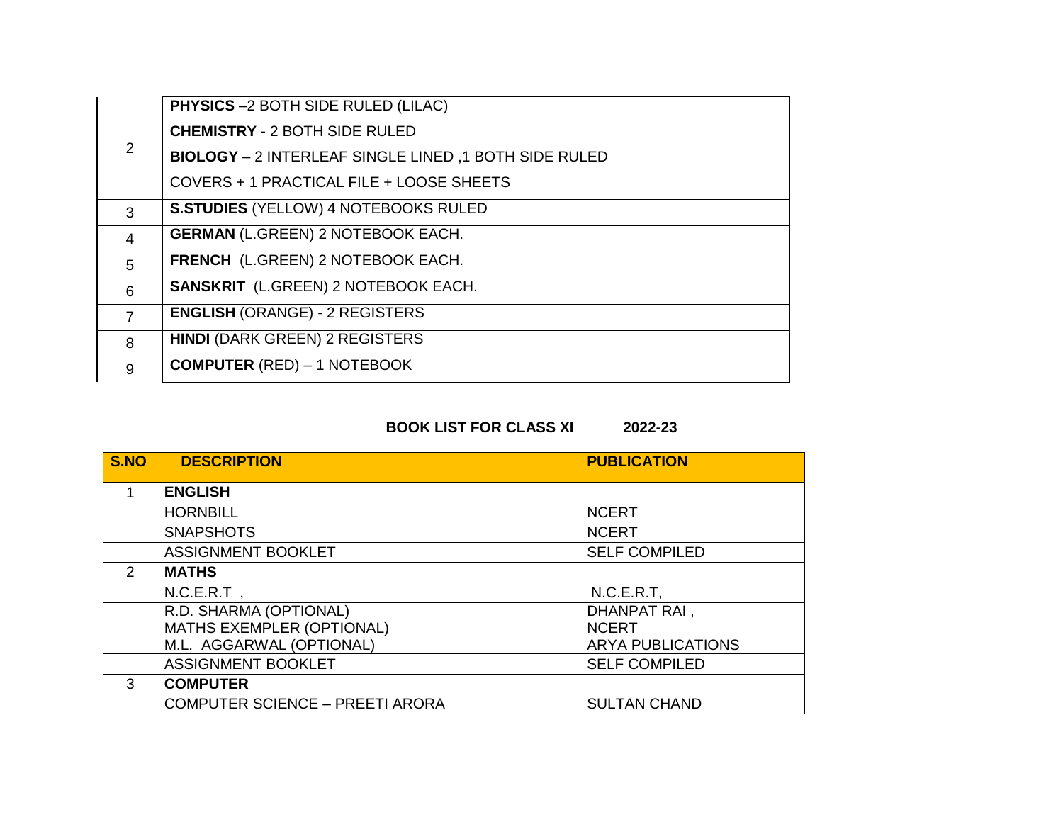| | |
|---|---|
| 2 | **PHYSICS** –2 BOTH SIDE RULED (LILAC)<br>**CHEMISTRY** - 2 BOTH SIDE RULED<br>**BIOLOGY** – 2 INTERLEAF SINGLE LINED ,1 BOTH SIDE RULED<br>COVERS + 1 PRACTICAL FILE + LOOSE SHEETS |
| 3 | **S.STUDIES** (YELLOW) 4 NOTEBOOKS RULED |
| 4 | **GERMAN** (L.GREEN) 2 NOTEBOOK EACH. |
| 5 | **FRENCH** (L.GREEN) 2 NOTEBOOK EACH. |
| 6 | **SANSKRIT** (L.GREEN) 2 NOTEBOOK EACH. |
| 7 | **ENGLISH** (ORANGE) - 2 REGISTERS |
| 8 | **HINDI** (DARK GREEN) 2 REGISTERS |
| 9 | **COMPUTER** (RED) – 1 NOTEBOOK |

**BOOK LIST FOR CLASS XI 2022-23**

| S.NO | DESCRIPTION | PUBLICATION |
|---|---|---|
| 1 | **ENGLISH** | |
| | HORNBILL | NCERT |
| | SNAPSHOTS | NCERT |
| | ASSIGNMENT BOOKLET | SELF COMPILED |
| 2 | **MATHS** | |
| | N.C.E.R.T , | N.C.E.R.T, |
| | R.D. SHARMA (OPTIONAL)<br>MATHS EXEMPLER (OPTIONAL)<br>M.L. AGGARWAL (OPTIONAL) | DHANPAT RAI ,<br>NCERT<br>ARYA PUBLICATIONS |
| | ASSIGNMENT BOOKLET | SELF COMPILED |
| 3 | **COMPUTER** | |
| | COMPUTER SCIENCE – PREETI ARORA | SULTAN CHAND |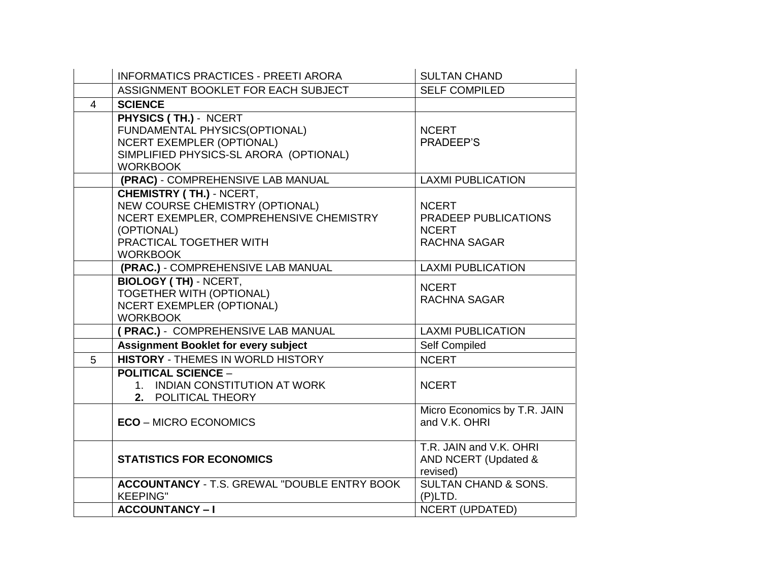| | | |
|---|---|---|
| | INFORMATICS PRACTICES - PREETI ARORA | SULTAN CHAND |
| | ASSIGNMENT BOOKLET FOR EACH SUBJECT | SELF COMPILED |
| 4 | **SCIENCE** | |
| | **PHYSICS ( TH.)** - NCERT<br>FUNDAMENTAL PHYSICS(OPTIONAL)<br>NCERT EXEMPLER (OPTIONAL)<br>SIMPLIFIED PHYSICS-SL ARORA (OPTIONAL)<br>WORKBOOK | NCERT<br>PRADEEP'S |
| | **(PRAC)** - COMPREHENSIVE LAB MANUAL | LAXMI PUBLICATION |
| | **CHEMISTRY ( TH.)** - NCERT,<br>NEW COURSE CHEMISTRY (OPTIONAL)<br>NCERT EXEMPLER, COMPREHENSIVE CHEMISTRY (OPTIONAL)<br>PRACTICAL TOGETHER WITH<br>WORKBOOK | NCERT<br>PRADEEP PUBLICATIONS<br>NCERT<br>RACHNA SAGAR |
| | **(PRAC.)** - COMPREHENSIVE LAB MANUAL | LAXMI PUBLICATION |
| | **BIOLOGY ( TH)** - NCERT,<br>TOGETHER WITH (OPTIONAL)<br>NCERT EXEMPLER (OPTIONAL)<br>WORKBOOK | NCERT<br>RACHNA SAGAR |
| | **( PRAC.)** - COMPREHENSIVE LAB MANUAL | LAXMI PUBLICATION |
| | **Assignment Booklet for every subject** | Self Compiled |
| 5 | **HISTORY** - THEMES IN WORLD HISTORY | NCERT |
| | **POLITICAL SCIENCE** –<br>1. INDIAN CONSTITUTION AT WORK<br>**2.** POLITICAL THEORY | NCERT |
| | **ECO** – MICRO ECONOMICS | Micro Economics by T.R. JAIN and V.K. OHRI |
| | **STATISTICS FOR ECONOMICS** | T.R. JAIN and V.K. OHRI AND NCERT (Updated & revised) |
| | **ACCOUNTANCY** - T.S. GREWAL "DOUBLE ENTRY BOOK KEEPING" | SULTAN CHAND & SONS. (P)LTD. |
| | **ACCOUNTANCY – I** | NCERT (UPDATED) |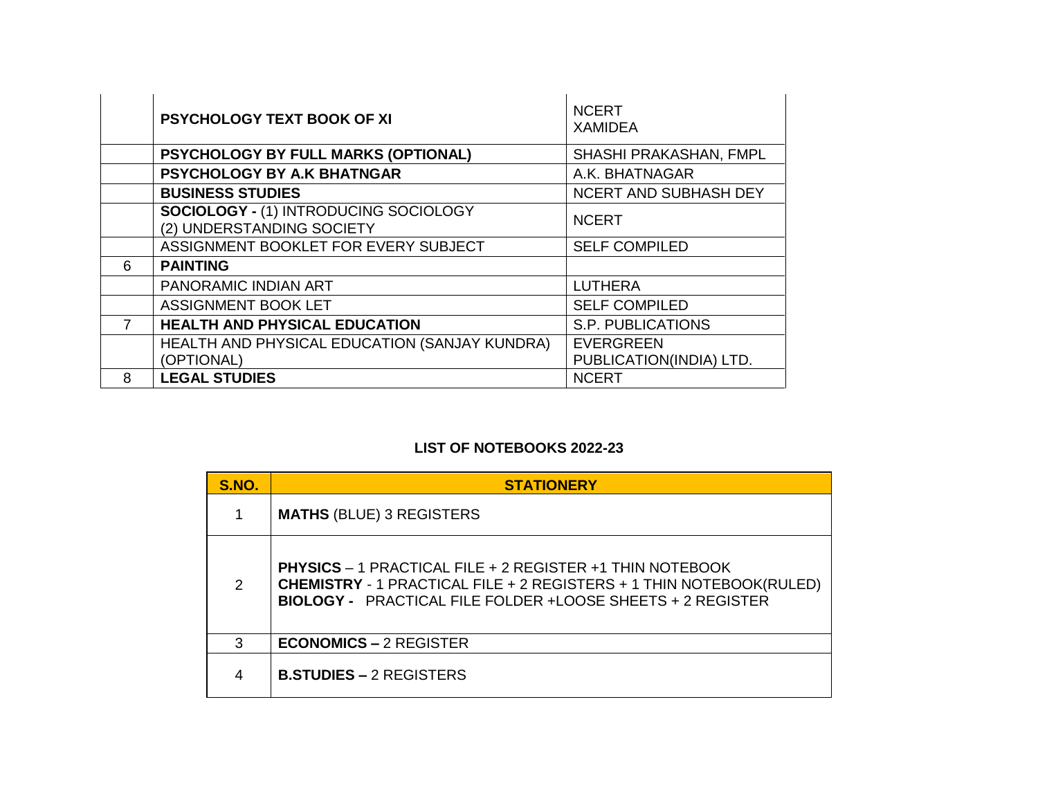| | | |
|---|---|---|
| | **PSYCHOLOGY TEXT BOOK OF XI** | NCERT<br>XAMIDEA |
| | **PSYCHOLOGY BY FULL MARKS (OPTIONAL)** | SHASHI PRAKASHAN, FMPL |
| | **PSYCHOLOGY BY A.K BHATNGAR** | A.K. BHATNAGAR |
| | **BUSINESS STUDIES** | NCERT AND SUBHASH DEY |
| | **SOCIOLOGY -** (1) INTRODUCING SOCIOLOGY<br>(2) UNDERSTANDING SOCIETY | NCERT |
| | ASSIGNMENT BOOKLET FOR EVERY SUBJECT | SELF COMPILED |
| 6 | **PAINTING** | |
| | PANORAMIC INDIAN ART | LUTHERA |
| | ASSIGNMENT BOOK LET | SELF COMPILED |
| 7 | **HEALTH AND PHYSICAL EDUCATION** | S.P. PUBLICATIONS |
| | HEALTH AND PHYSICAL EDUCATION (SANJAY KUNDRA) (OPTIONAL) | EVERGREEN PUBLICATION(INDIA) LTD. |
| 8 | **LEGAL STUDIES** | NCERT |

**LIST OF NOTEBOOKS 2022-23**

| S.NO. | STATIONERY |
|---|---|
| 1 | **MATHS** (BLUE) 3 REGISTERS |
| 2 | **PHYSICS** – 1 PRACTICAL FILE + 2 REGISTER +1 THIN NOTEBOOK<br>**CHEMISTRY** - 1 PRACTICAL FILE + 2 REGISTERS + 1 THIN NOTEBOOK(RULED)<br>**BIOLOGY -** PRACTICAL FILE FOLDER +LOOSE SHEETS + 2 REGISTER |
| 3 | **ECONOMICS –** 2 REGISTER |
| 4 | **B.STUDIES –** 2 REGISTERS |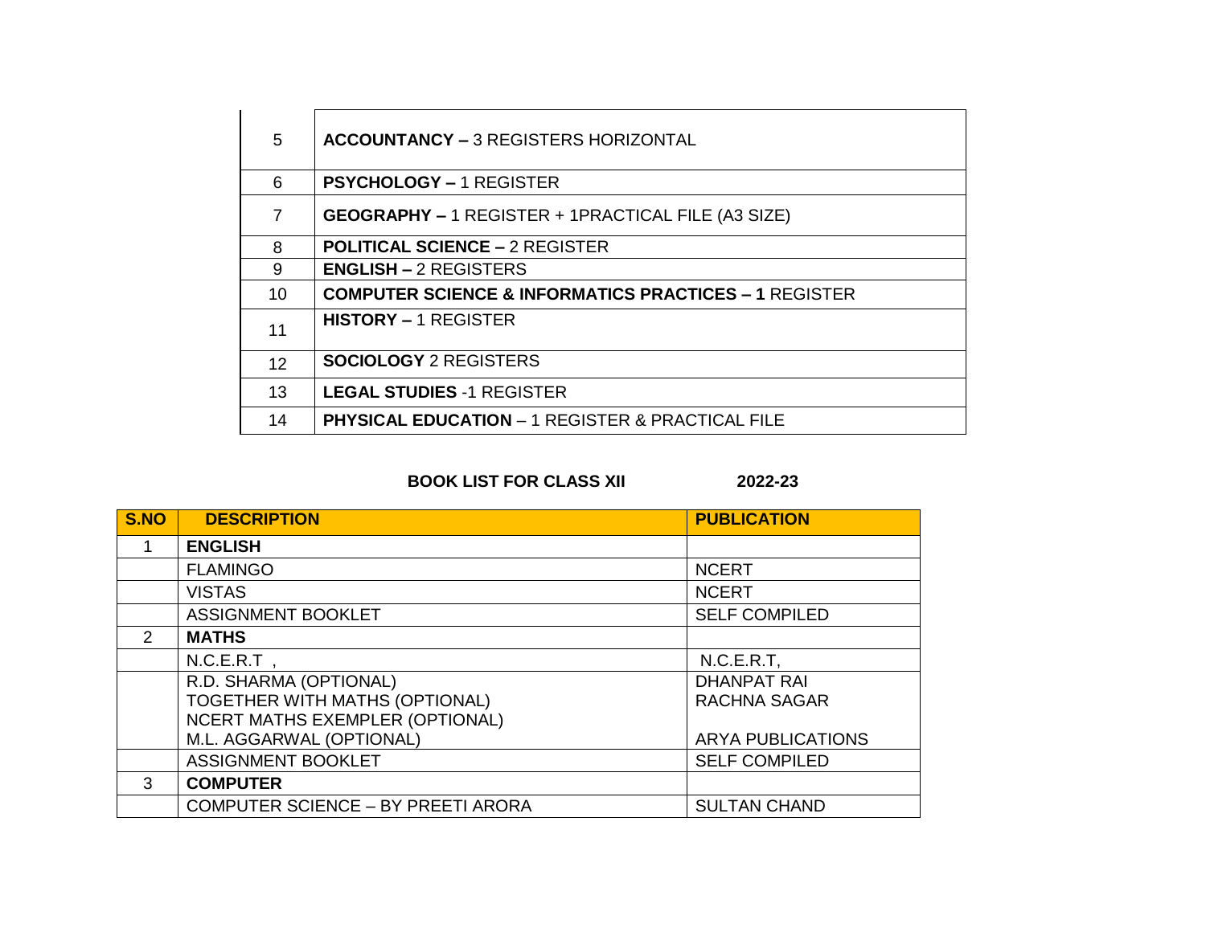| | |
|---|---|
| 5 | **ACCOUNTANCY –** 3 REGISTERS HORIZONTAL |
| 6 | **PSYCHOLOGY –** 1 REGISTER |
| 7 | **GEOGRAPHY –** 1 REGISTER + 1PRACTICAL FILE (A3 SIZE) |
| 8 | **POLITICAL SCIENCE –** 2 REGISTER |
| 9 | **ENGLISH –** 2 REGISTERS |
| 10 | **COMPUTER SCIENCE & INFORMATICS PRACTICES – 1** REGISTER |
| 11 | **HISTORY –** 1 REGISTER |
| 12 | **SOCIOLOGY** 2 REGISTERS |
| 13 | **LEGAL STUDIES** -1 REGISTER |
| 14 | **PHYSICAL EDUCATION** – 1 REGISTER & PRACTICAL FILE |

**BOOK LIST FOR CLASS XII 2022-23**

| S.NO | DESCRIPTION | PUBLICATION |
|---|---|---|
| 1 | **ENGLISH** | |
| | FLAMINGO | NCERT |
| | VISTAS | NCERT |
| | ASSIGNMENT BOOKLET | SELF COMPILED |
| 2 | **MATHS** | |
| | N.C.E.R.T , | N.C.E.R.T, |
| | R.D. SHARMA (OPTIONAL)<br>TOGETHER WITH MATHS (OPTIONAL)<br>NCERT MATHS EXEMPLER (OPTIONAL)<br>M.L. AGGARWAL (OPTIONAL) | DHANPAT RAI<br>RACHNA SAGAR<br><br>ARYA PUBLICATIONS |
| | ASSIGNMENT BOOKLET | SELF COMPILED |
| 3 | **COMPUTER** | |
| | COMPUTER SCIENCE – BY PREETI ARORA | SULTAN CHAND |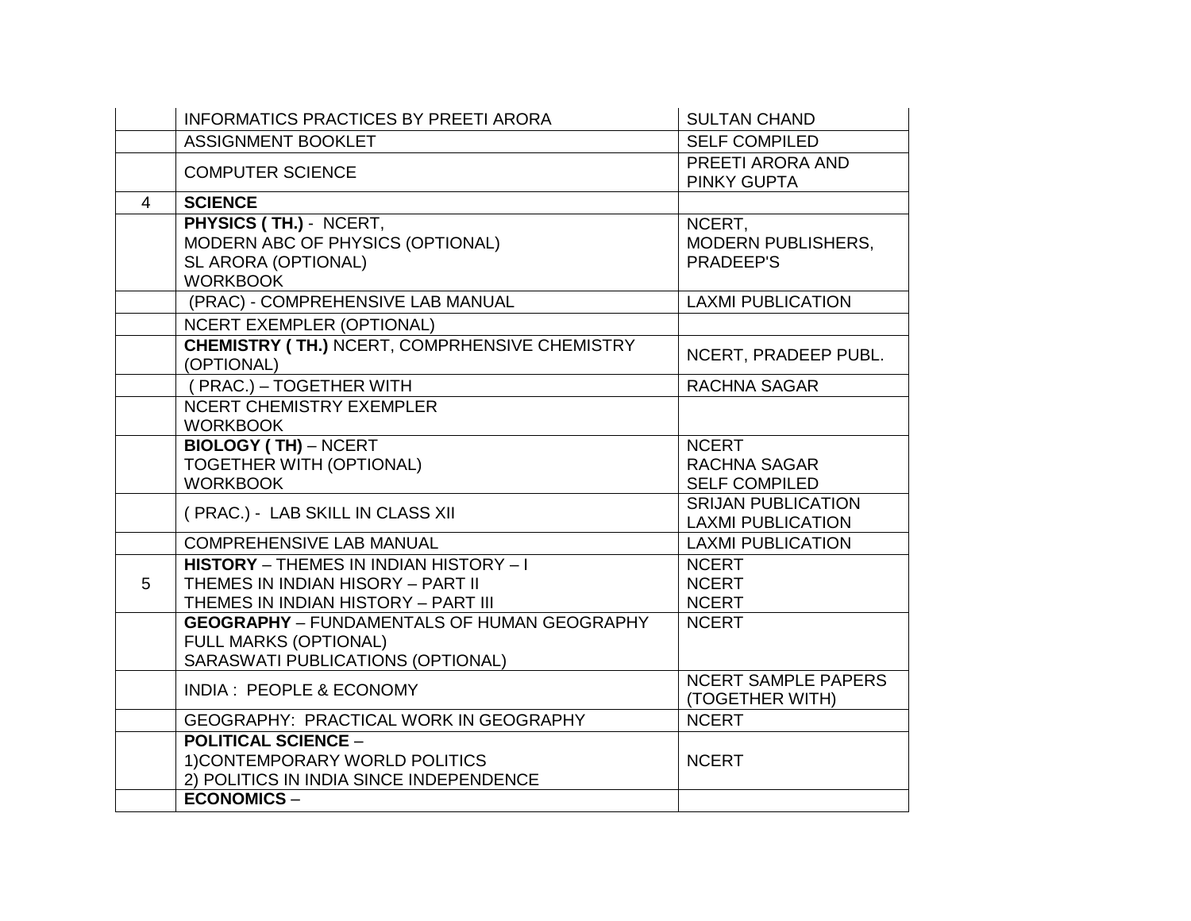| | | |
|---|---|---|
| | INFORMATICS PRACTICES BY PREETI ARORA | SULTAN CHAND |
| | ASSIGNMENT BOOKLET | SELF COMPILED |
| | COMPUTER SCIENCE | PREETI ARORA AND PINKY GUPTA |
| 4 | **SCIENCE** | |
| | **PHYSICS ( TH.)** - NCERT,<br>MODERN ABC OF PHYSICS (OPTIONAL)<br>SL ARORA (OPTIONAL)<br>WORKBOOK | NCERT,<br>MODERN PUBLISHERS,<br>PRADEEP'S |
| | (PRAC) - COMPREHENSIVE LAB MANUAL | LAXMI PUBLICATION |
| | NCERT EXEMPLER (OPTIONAL) | |
| | **CHEMISTRY ( TH.)** NCERT, COMPRHENSIVE CHEMISTRY (OPTIONAL) | NCERT, PRADEEP PUBL. |
| | ( PRAC.) – TOGETHER WITH | RACHNA SAGAR |
| | NCERT CHEMISTRY EXEMPLER<br>WORKBOOK | |
| | **BIOLOGY ( TH)** – NCERT<br>TOGETHER WITH (OPTIONAL)<br>WORKBOOK | NCERT<br>RACHNA SAGAR<br>SELF COMPILED |
| | ( PRAC.) - LAB SKILL IN CLASS XII | SRIJAN PUBLICATION<br>LAXMI PUBLICATION |
| | COMPREHENSIVE LAB MANUAL | LAXMI PUBLICATION |
| 5 | **HISTORY** – THEMES IN INDIAN HISTORY – I<br>THEMES IN INDIAN HISORY – PART II<br>THEMES IN INDIAN HISTORY – PART III | NCERT<br>NCERT<br>NCERT |
| | **GEOGRAPHY** – FUNDAMENTALS OF HUMAN GEOGRAPHY<br>FULL MARKS (OPTIONAL)<br>SARASWATI PUBLICATIONS (OPTIONAL) | NCERT |
| | INDIA : PEOPLE & ECONOMY | NCERT SAMPLE PAPERS (TOGETHER WITH) |
| | GEOGRAPHY: PRACTICAL WORK IN GEOGRAPHY | NCERT |
| | **POLITICAL SCIENCE** –<br>1)CONTEMPORARY WORLD POLITICS<br>2) POLITICS IN INDIA SINCE INDEPENDENCE | NCERT |
| | **ECONOMICS** – | |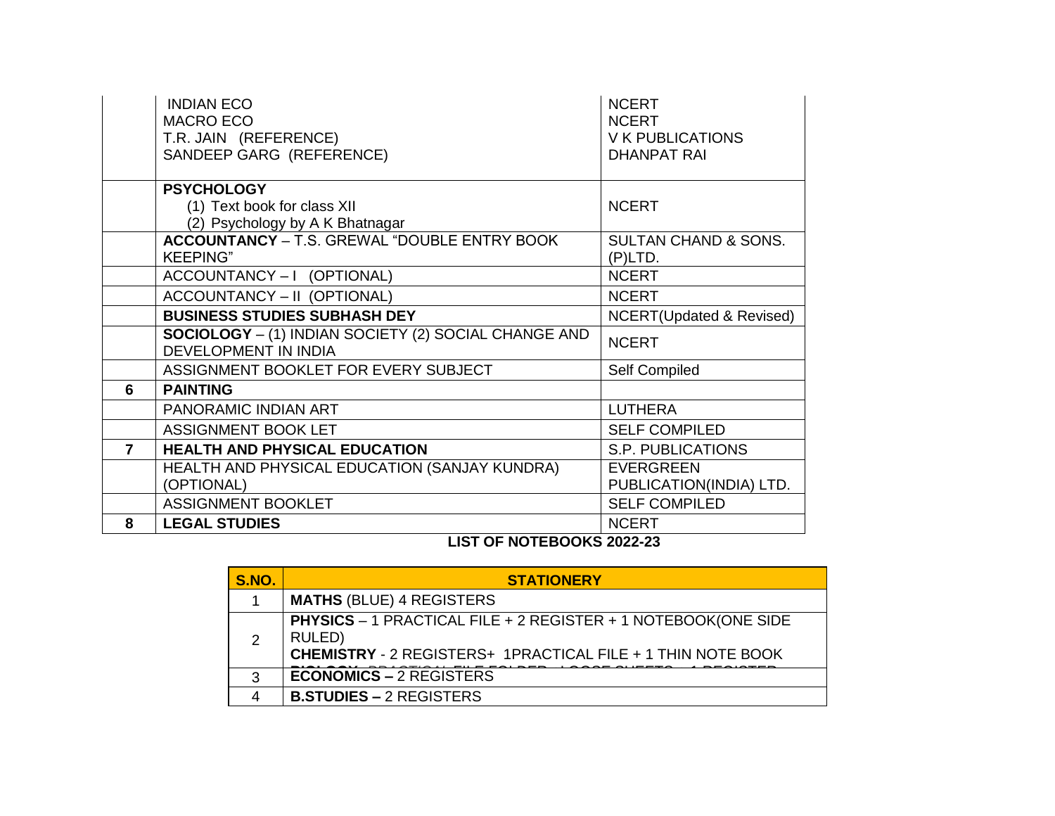| | | |
|---|---|---|
| | INDIAN ECO<br>MACRO ECO<br>T.R. JAIN (REFERENCE)<br>SANDEEP GARG (REFERENCE) | NCERT<br>NCERT<br>V K PUBLICATIONS<br>DHANPAT RAI |
| | **PSYCHOLOGY**<br>(1) Text book for class XII<br>(2) Psychology by A K Bhatnagar | NCERT |
| | **ACCOUNTANCY** – T.S. GREWAL "DOUBLE ENTRY BOOK KEEPING" | SULTAN CHAND & SONS. (P)LTD. |
| | ACCOUNTANCY – I (OPTIONAL) | NCERT |
| | ACCOUNTANCY – II (OPTIONAL) | NCERT |
| | **BUSINESS STUDIES SUBHASH DEY** | NCERT(Updated & Revised) |
| | **SOCIOLOGY** – (1) INDIAN SOCIETY (2) SOCIAL CHANGE AND DEVELOPMENT IN INDIA | NCERT |
| | ASSIGNMENT BOOKLET FOR EVERY SUBJECT | Self Compiled |
| **6** | **PAINTING** | |
| | PANORAMIC INDIAN ART | LUTHERA |
| | ASSIGNMENT BOOK LET | SELF COMPILED |
| **7** | **HEALTH AND PHYSICAL EDUCATION** | S.P. PUBLICATIONS |
| | HEALTH AND PHYSICAL EDUCATION (SANJAY KUNDRA) (OPTIONAL) | EVERGREEN PUBLICATION(INDIA) LTD. |
| | ASSIGNMENT BOOKLET | SELF COMPILED |
| **8** | **LEGAL STUDIES** | NCERT |

**LIST OF NOTEBOOKS 2022-23**

| S.NO. | STATIONERY |
|---|---|
| 1 | **MATHS** (BLUE) 4 REGISTERS |
| 2 | **PHYSICS** – 1 PRACTICAL FILE + 2 REGISTER + 1 NOTEBOOK(ONE SIDE RULED)<br>**CHEMISTRY** - 2 REGISTERS+ 1PRACTICAL FILE + 1 THIN NOTE BOOK<br>**BIOLOGY** PRACTICAL FILE FOLDER + LOOSE SHEETS + 1 REGISTER |
| 3 | **ECONOMICS –** 2 REGISTERS |
| 4 | **B.STUDIES –** 2 REGISTERS |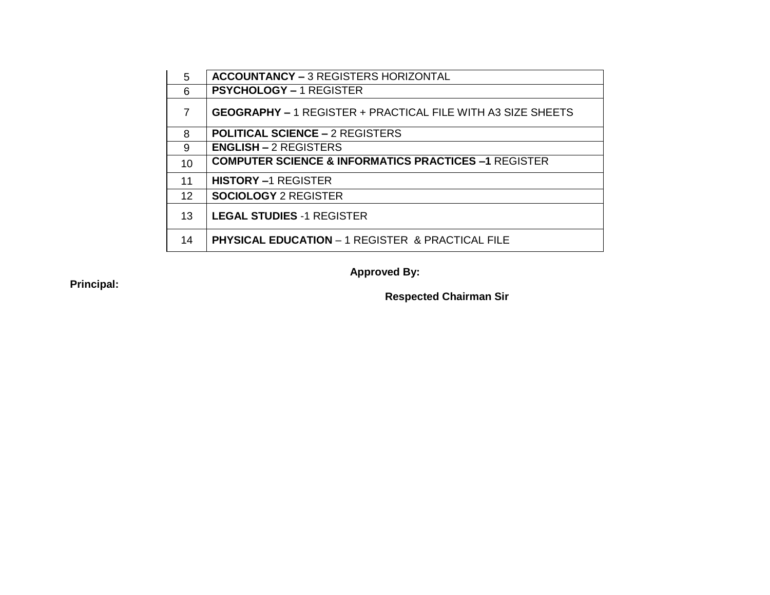| | |
|---|---|
| 5 | **ACCOUNTANCY –** 3 REGISTERS HORIZONTAL |
| 6 | **PSYCHOLOGY –** 1 REGISTER |
| 7 | **GEOGRAPHY –** 1 REGISTER + PRACTICAL FILE WITH A3 SIZE SHEETS |
| 8 | **POLITICAL SCIENCE –** 2 REGISTERS |
| 9 | **ENGLISH –** 2 REGISTERS |
| 10 | **COMPUTER SCIENCE & INFORMATICS PRACTICES –1** REGISTER |
| 11 | **HISTORY –**1 REGISTER |
| 12 | **SOCIOLOGY** 2 REGISTER |
| 13 | **LEGAL STUDIES** -1 REGISTER |
| 14 | **PHYSICAL EDUCATION** – 1 REGISTER & PRACTICAL FILE |

**Approved By:**

**Principal:**

**Respected Chairman Sir**